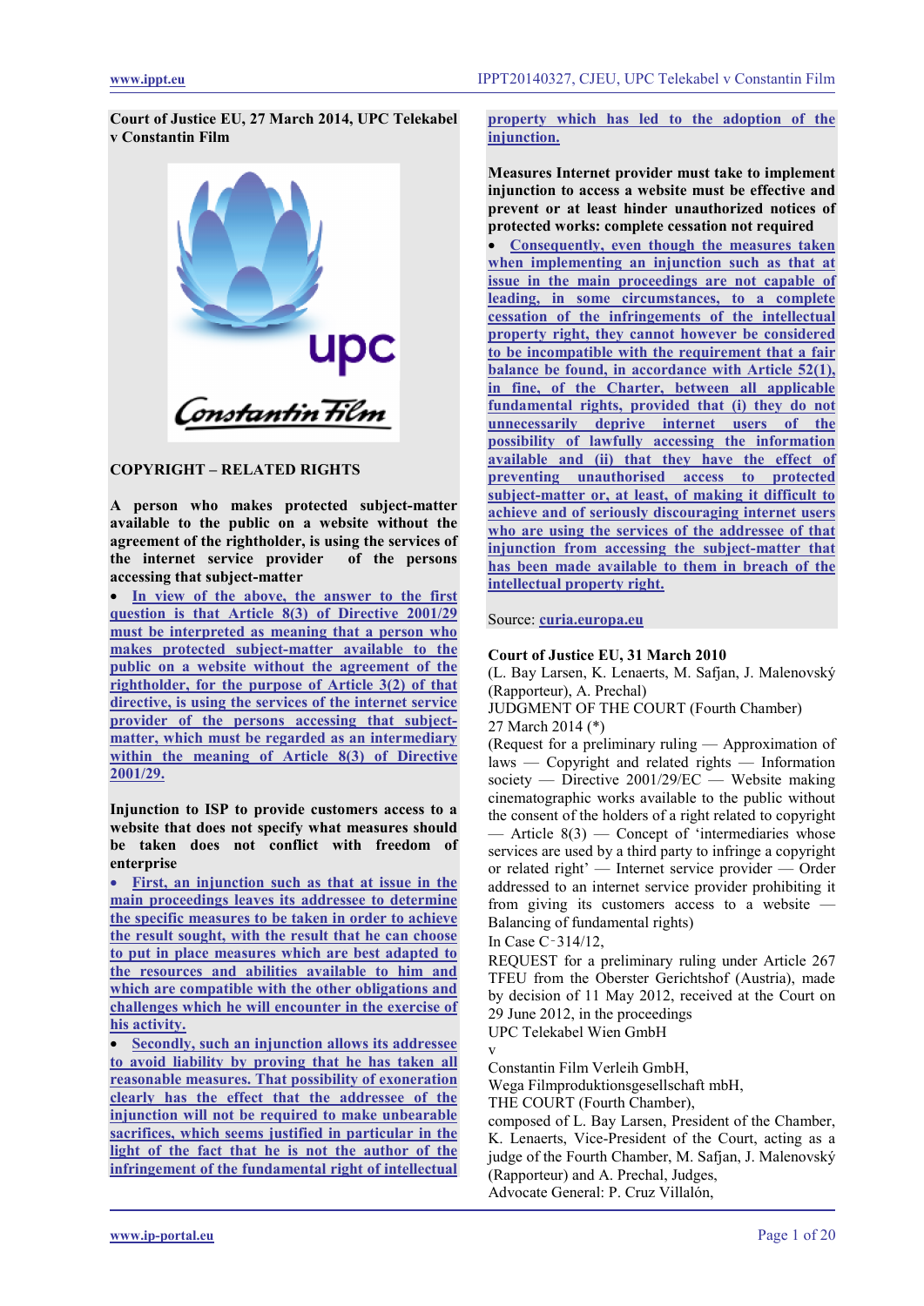Court of Justice EU, 27 March 2014, UPC Telekabel v Constantin Film

**COPYRIGHT – RELATED RIGHTS**

**A person who makes protected subject-matter available to the public on a website without the agreement of the rightholder, is using the services of the internet service provider of the persons accessing that subject-matter**

- In view of the above, the answer to the first question is that Article 8(3) of Directive 2001/29 must be interpreted as meaning that a person who makes protected subject-matter available to the public on a website without the agreement of the rightholder, for the purpose of Article 3(2) of that directive, is using the services of the internet service provider of the persons accessing that subject-matter, which must be regarded as an intermediary within the meaning of Article 8(3) of Directive 2001/29.

**Injunction to ISP to provide customers access to a website that does not specify what measures should be taken does not conflict with freedom of enterprise**

- First, an injunction such as that at issue in the main proceedings leaves its addressee to determine the specific measures to be taken in order to achieve the result sought, with the result that he can choose to put in place measures which are best adapted to the resources and abilities available to him and which are compatible with the other obligations and challenges which he will encounter in the exercise of his activity.
- Secondly, such an injunction allows its addressee to avoid liability by proving that he has taken all reasonable measures. That possibility clearly has the effect that the addressee of the injunction will not be required to make unbearable sacrifices, which seems justified in particular in the light of the fact that he is not the author of the infringement of the fundamental right of intellectual property which has led to the adoption of the injunction.

**Measures Internet provider must take to implement injunction to access a website must be effective and prevent or at least hinder unauthorized notices of protected works: complete cessation not required**

- Consequently, even though the measures taken when implementing an injunction such as that at issue in the main proceedings are not capable of leading, in some circumstances, to a complete cessation of the infringements of the intellectual property right, they cannot however be considered to be incompatible with the requirement that a fair balance be found, in accordance with Article 52(1), in fine, of the Charter, between all applicable fundamental rights, provided that (i) they do not unnecessarily deprive internet users of the possibility of lawfully accessing the information available and (ii) that they have the effect of preventing unauthorised access to protected subject-matter or, at least, of making it difficult to achieve and of seriously discouraging internet users who are using the services of the addressee of that injunction from accessing the subject-matter that has been made available to them in breach of the intellectual property right.

Source: curia.europa.eu

**Court of Justice EU, 31 March 2010**

(L. Bay Larsen, K. Lenaerts, M. Safjan, J. Malenovský (Rapporteur), A. Prechal)

JUDGMENT OF THE COURT (Fourth Chamber)

27 March 2014 (*)

(Request for a preliminary ruling — Approximation of laws — Copyright and related rights — Information society — Directive 2001/29/EC — Website making cinematographic works available to the public without the consent of the holders of a right related to copyright — Article 8(3) — Concept of 'intermediaries whose services are used by a third party to infringe a copyright or related right' — Internet service provider — Order addressed to an internet service provider prohibiting it from giving its customers access to a website — Balancing of fundamental rights)

In Case C‑314/12,

REQUEST for a preliminary ruling under Article 267 TFEU from the Oberster Gerichtshof (Austria), made by decision of 11 May 2012, received at the Court on 29 June 2012, in the proceedings

UPC Telekabel Wien GmbH

v

Constantin Film Verleih GmbH,

Wega Filmproduktionsgesellschaft mbH,

THE COURT (Fourth Chamber),

composed of L. Bay Larsen, President of the Chamber, K. Lenaerts, Vice-President of the Court, acting as a judge of the Fourth Chamber, M. Safjan, J. Malenovský (Rapporteur) and A. Prechal, Judges,

Advocate General: P. Cruz Villalón,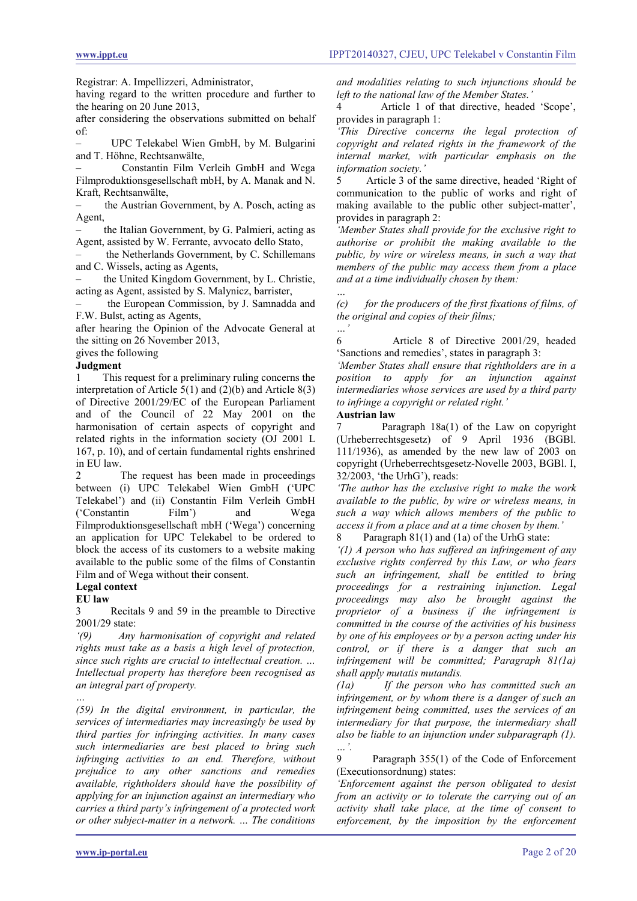Registrar: A. Impellizzeri, Administrator,

having regard to the written procedure and further to the hearing on 20 June 2013,

after considering the observations submitted on behalf of:

– UPC Telekabel Wien GmbH, by M. Bulgarini and T. Höhne, Rechtsanwälte,

– Constantin Film Verleih GmbH and Wega Filmproduktionsgesellschaft mbH, by A. Manak and N. Kraft, Rechtsanwälte,

– the Austrian Government, by A. Posch, acting as Agent,

– the Italian Government, by G. Palmieri, acting as Agent, assisted by W. Ferrante, avvocato dello Stato,

– the Netherlands Government, by C. Schillemans and C. Wissels, acting as Agents,

– the United Kingdom Government, by L. Christie, acting as Agent, assisted by S. Malynicz, barrister,

– the European Commission, by J. Samnadda and F.W. Bulst, acting as Agents,

after hearing the Opinion of the Advocate General at the sitting on 26 November 2013,

gives the following

**Judgment**

1 This request for a preliminary ruling concerns the interpretation of Article 5(1) and (2)(b) and Article 8(3) of Directive 2001/29/EC of the European Parliament and of the Council of 22 May 2001 on the harmonisation of certain aspects of copyright and related rights in the information society (OJ 2001 L 167, p. 10), and of certain fundamental rights enshrined in EU law.

2 The request has been made in proceedings between (i) UPC Telekabel Wien GmbH ('UPC Telekabel') and (ii) Constantin Film Verleih GmbH ('Constantin Film') and Wega Filmproduktionsgesellschaft mbH ('Wega') concerning an application for UPC Telekabel to be ordered to block the access of its customers to a website making available to the public some of the films of Constantin Film and of Wega without their consent.

**Legal context**

**EU law**

3 Recitals 9 and 59 in the preamble to Directive 2001/29 state:

*'(9) Any harmonisation of copyright and related rights must take as a basis a high level of protection, since such rights are crucial to intellectual creation. … Intellectual property has therefore been recognised as an integral part of property.*

*…*

*(59) In the digital environment, in particular, the services of intermediaries may increasingly be used by third parties for infringing activities. In many cases such intermediaries are best placed to bring such infringing activities to an end. Therefore, without prejudice to any other sanctions and remedies available, rightholders should have the possibility of applying for an injunction against an intermediary who carries a third party's infringement of a protected work or other subject-matter in a network. … The conditions and modalities relating to such injunctions should be left to the national law of the Member States.'*

4 Article 1 of that directive, headed 'Scope', provides in paragraph 1:

*'This Directive concerns the legal protection of copyright and related rights in the framework of the internal market, with particular emphasis on the information society.'*

5 Article 3 of the same directive, headed 'Right of communication to the public of works and right of making available to the public other subject-matter', provides in paragraph 2:

*'Member States shall provide for the exclusive right to authorise or prohibit the making available to the public, by wire or wireless means, in such a way that members of the public may access them from a place and at a time individually chosen by them:*

*…*

*(c) for the producers of the first fixations of films, of the original and copies of their films;*

*…'*

6 Article 8 of Directive 2001/29, headed 'Sanctions and remedies', states in paragraph 3:

*'Member States shall ensure that rightholders are in a position to apply for an injunction against intermediaries whose services are used by a third party to infringe a copyright or related right.'*

**Austrian law**

7 Paragraph 18a(1) of the Law on copyright (Urheberrechtsgesetz) of 9 April 1936 (BGBl. 111/1936), as amended by the new law of 2003 on copyright (Urheberrechtsgesetz-Novelle 2003, BGBl. I, 32/2003, 'the UrhG'), reads:

*'The author has the exclusive right to make the work available to the public, by wire or wireless means, in such a way which allows members of the public to access it from a place and at a time chosen by them.'*

8 Paragraph 81(1) and (1a) of the UrhG state:

*'(1) A person who has suffered an infringement of any exclusive rights conferred by this Law, or who fears such an infringement, shall be entitled to bring proceedings for a restraining injunction. Legal proceedings may also be brought against the proprietor of a business if the infringement is committed in the course of the activities of his business by one of his employees or by a person acting under his control, or if there is a danger that such an infringement will be committed; Paragraph 81(1a) shall apply mutatis mutandis.*

*(1a) If the person who has committed such an infringement, or by whom there is a danger of such an infringement being committed, uses the services of an intermediary for that purpose, the intermediary shall also be liable to an injunction under subparagraph (1). …'.*

9 Paragraph 355(1) of the Code of Enforcement (Executionsordnung) states:

*'Enforcement against the person obligated to desist from an activity or to tolerate the carrying out of an activity shall take place, at the time of consent to enforcement, by the imposition by the enforcement*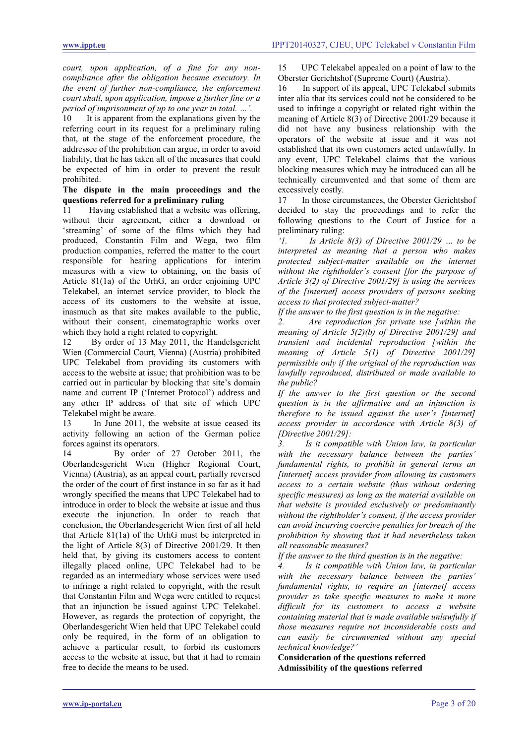*court, upon application, of a fine for any non-compliance after the obligation became executory. In the event of further non-compliance, the enforcement court shall, upon application, impose a further fine or a period of imprisonment of up to one year in total. …'.*

10 It is apparent from the explanations given by the referring court in its request for a preliminary ruling that, at the stage of the enforcement procedure, the addressee of the prohibition can argue, in order to avoid liability, that he has taken all of the measures that could be expected of him in order to prevent the result prohibited.

**The dispute in the main proceedings and the questions referred for a preliminary ruling**

11 Having established that a website was offering, without their agreement, either a download or 'streaming' of some of the films which they had produced, Constantin Film and Wega, two film production companies, referred the matter to the court responsible for hearing applications for interim measures with a view to obtaining, on the basis of Article 81(1a) of the UrhG, an order enjoining UPC Telekabel, an internet service provider, to block the access of its customers to the website at issue, inasmuch as that site makes available to the public, without their consent, cinematographic works over which they hold a right related to copyright.

12 By order of 13 May 2011, the Handelsgericht Wien (Commercial Court, Vienna) (Austria) prohibited UPC Telekabel from providing its customers with access to the website at issue; that prohibition was to be carried out in particular by blocking that site's domain name and current IP ('Internet Protocol') address and any other IP address of that site of which UPC Telekabel might be aware.

13 In June 2011, the website at issue ceased its activity following an action of the German police forces against its operators.

14 By order of 27 October 2011, the Oberlandesgericht Wien (Higher Regional Court, Vienna) (Austria), as an appeal court, partially reversed the order of the court of first instance in so far as it had wrongly specified the means that UPC Telekabel had to introduce in order to block the website at issue and thus execute the injunction. In order to reach that conclusion, the Oberlandesgericht Wien first of all held that Article 81(1a) of the UrhG must be interpreted in the light of Article 8(3) of Directive 2001/29. It then held that, by giving its customers access to content illegally placed online, UPC Telekabel had to be regarded as an intermediary whose services were used to infringe a right related to copyright, with the result that Constantin Film and Wega were entitled to request that an injunction be issued against UPC Telekabel. However, as regards the protection of copyright, the Oberlandesgericht Wien held that UPC Telekabel could only be required, in the form of an obligation to achieve a particular result, to forbid its customers access to the website at issue, but that it had to remain free to decide the means to be used.

15 UPC Telekabel appealed on a point of law to the Oberster Gerichtshof (Supreme Court) (Austria).

16 In support of its appeal, UPC Telekabel submits inter alia that its services could not be considered to be used to infringe a copyright or related right within the meaning of Article 8(3) of Directive 2001/29 because it did not have any business relationship with the operators of the website at issue and it was not established that its own customers acted unlawfully. In any event, UPC Telekabel claims that the various blocking measures which may be introduced can all be technically circumvented and that some of them are excessively costly.

17 In those circumstances, the Oberster Gerichtshof decided to stay the proceedings and to refer the following questions to the Court of Justice for a preliminary ruling:

*'1. Is Article 8(3) of Directive 2001/29 … to be interpreted as meaning that a person who makes protected subject-matter available on the internet without the rightholder's consent [for the purpose of Article 3(2) of Directive 2001/29] is using the services of the [internet] access providers of persons seeking access to that protected subject-matter?*

*If the answer to the first question is in the negative:*

*2. Are reproduction for private use [within the meaning of Article 5(2)(b) of Directive 2001/29] and transient and incidental reproduction [within the meaning of Article 5(1) of Directive 2001/29] permissible only if the original of the reproduction was lawfully reproduced, distributed or made available to the public?*

*If the answer to the first question or the second question is in the affirmative and an injunction is therefore to be issued against the user's [internet] access provider in accordance with Article 8(3) of [Directive 2001/29]:*

*3. Is it compatible with Union law, in particular with the necessary balance between the parties' fundamental rights, to prohibit in general terms an [internet] access provider from allowing its customers access to a certain website (thus without ordering specific measures) as long as the material available on that website is provided exclusively or predominantly without the rightholder's consent, if the access provider can avoid incurring coercive penalties for breach of the prohibition by showing that it had nevertheless taken all reasonable measures?*

*If the answer to the third question is in the negative:*

*4. Is it compatible with Union law, in particular with the necessary balance between the parties' fundamental rights, to require an [internet] access provider to take specific measures to make it more difficult for its customers to access a website containing material that is made available unlawfully if those measures require not inconsiderable costs and can easily be circumvented without any special technical knowledge?'*

**Consideration of the questions referred**

**Admissibility of the questions referred**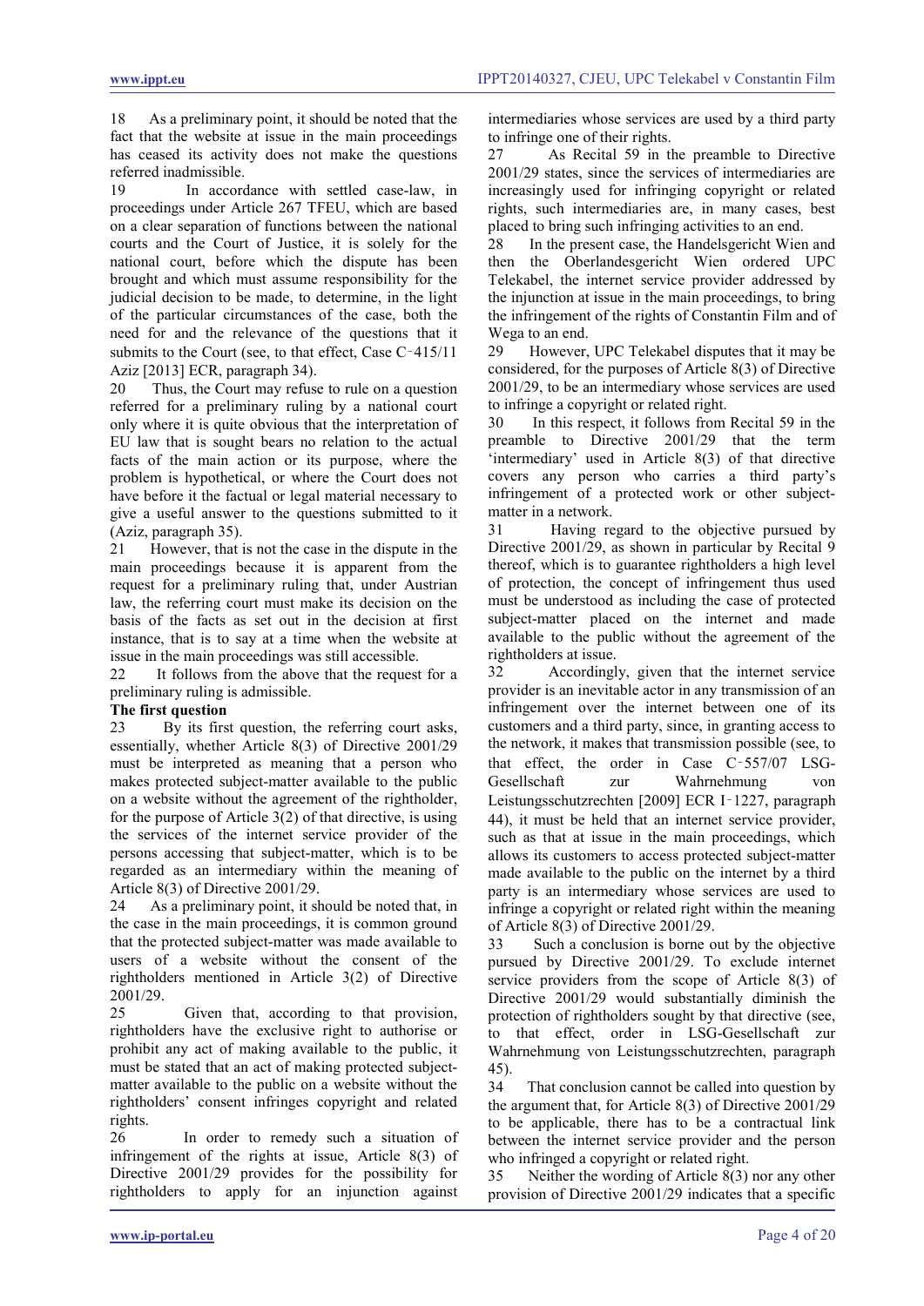18 As a preliminary point, it should be noted that the fact that the website at issue in the main proceedings has ceased its activity does not make the questions referred inadmissible.

19 In accordance with settled case-law, in proceedings under Article 267 TFEU, which are based on a clear separation of functions between the national courts and the Court of Justice, it is solely for the national court, before which the dispute has been brought and which must assume responsibility for the judicial decision to be made, to determine, in the light of the particular circumstances of the case, both the need for and the relevance of the questions that it submits to the Court (see, to that effect, Case C‑415/11 Aziz [2013] ECR, paragraph 34).

20 Thus, the Court may refuse to rule on a question referred for a preliminary ruling by a national court only where it is quite obvious that the interpretation of EU law that is sought bears no relation to the actual facts of the main action or its purpose, where the problem is hypothetical, or where the Court does not have before it the factual or legal material necessary to give a useful answer to the questions submitted to it (Aziz, paragraph 35).

21 However, that is not the case in the dispute in the main proceedings because it is apparent from the request for a preliminary ruling that, under Austrian law, the referring court must make its decision on the basis of the facts as set out in the decision at first instance, that is to say at a time when the website at issue in the main proceedings was still accessible.

22 It follows from the above that the request for a preliminary ruling is admissible.

**The first question**

23 By its first question, the referring court asks, essentially, whether Article 8(3) of Directive 2001/29 must be interpreted as meaning that a person who makes protected subject-matter available to the public on a website without the agreement of the rightholder, for the purpose of Article 3(2) of that directive, is using the services of the internet service provider of the persons accessing that subject-matter, which is to be regarded as an intermediary within the meaning of Article 8(3) of Directive 2001/29.

24 As a preliminary point, it should be noted that, in the case in the main proceedings, it is common ground that the protected subject-matter was made available to users of a website without the consent of the rightholders mentioned in Article 3(2) of Directive 2001/29.

25 Given that, according to that provision, rightholders have the exclusive right to authorise or prohibit any act of making available to the public, it must be stated that an act of making protected subject-matter available to the public on a website without the rightholders' consent infringes copyright and related rights.

26 In order to remedy such a situation of infringement of the rights at issue, Article 8(3) of Directive 2001/29 provides for the possibility for rightholders to apply for an injunction against intermediaries whose services are used by a third party to infringe one of their rights.

27 As Recital 59 in the preamble to Directive 2001/29 states, since the services of intermediaries are increasingly used for infringing copyright or related rights, such intermediaries are, in many cases, best placed to bring such infringing activities to an end.

28 In the present case, the Handelsgericht Wien and then the Oberlandesgericht Wien ordered UPC Telekabel, the internet service provider addressed by the injunction at issue in the main proceedings, to bring the infringement of the rights of Constantin Film and of Wega to an end.

29 However, UPC Telekabel disputes that it may be considered, for the purposes of Article 8(3) of Directive 2001/29, to be an intermediary whose services are used to infringe a copyright or related right.

30 In this respect, it follows from Recital 59 in the preamble to Directive 2001/29 that the term 'intermediary' used in Article 8(3) of that directive covers any person who carries a third party's infringement of a protected work or other subject-matter in a network.

31 Having regard to the objective pursued by Directive 2001/29, as shown in particular by Recital 9 thereof, which is to guarantee rightholders a high level of protection, the concept of infringement thus used must be understood as including the case of protected subject-matter placed on the internet and made available to the public without the agreement of the rightholders at issue.

32 Accordingly, given that the internet service provider is an inevitable actor in any transmission of an infringement over the internet between one of its customers and a third party, since, in granting access to the network, it makes that transmission possible (see, to that effect, the order in Case C‑557/07 LSG-Gesellschaft zur Wahrnehmung von Leistungsschutzrechten [2009] ECR I‑1227, paragraph 44), it must be held that an internet service provider, such as that at issue in the main proceedings, which allows its customers to access protected subject-matter made available to the public on the internet by a third party is an intermediary whose services are used to infringe a copyright or related right within the meaning of Article 8(3) of Directive 2001/29.

33 Such a conclusion is borne out by the objective pursued by Directive 2001/29. To exclude internet service providers from the scope of Article 8(3) of Directive 2001/29 would substantially diminish the protection of rightholders sought by that directive (see, to that effect, order in LSG-Gesellschaft zur Wahrnehmung von Leistungsschutzrechten, paragraph 45).

34 That conclusion cannot be called into question by the argument that, for Article 8(3) of Directive 2001/29 to be applicable, there has to be a contractual link between the internet service provider and the person who infringed a copyright or related right.

35 Neither the wording of Article 8(3) nor any other provision of Directive 2001/29 indicates that a specific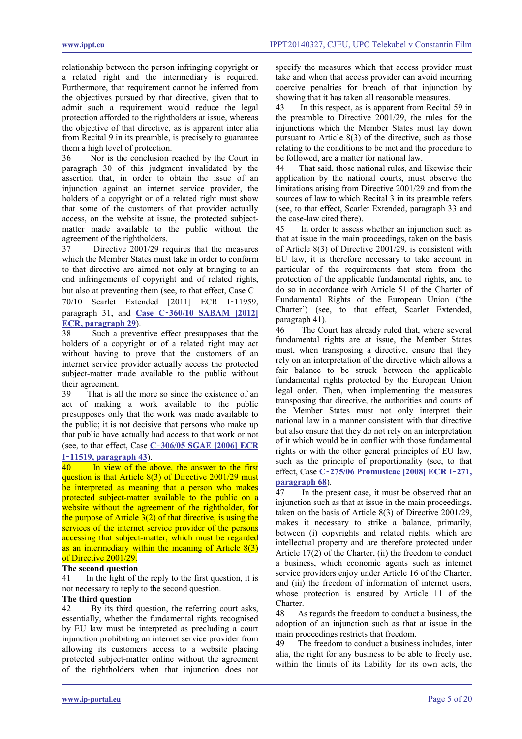relationship between the person infringing copyright or a related right and the intermediary is required. Furthermore, that requirement cannot be inferred from the objectives pursued by that directive, given that to admit such a requirement would reduce the legal protection afforded to the rightholders at issue, whereas the objective of that directive, as is apparent inter alia from Recital 9 in its preamble, is precisely to guarantee them a high level of protection.

36 Nor is the conclusion reached by the Court in paragraph 30 of this judgment invalidated by the assertion that, in order to obtain the issue of an injunction against an internet service provider, the holders of a copyright or of a related right must show that some of the customers of that provider actually access, on the website at issue, the protected subject-matter made available to the public without the agreement of the rightholders.

37 Directive 2001/29 requires that the measures which the Member States must take in order to conform to that directive are aimed not only at bringing to an end infringements of copyright and of related rights, but also at preventing them (see, to that effect, Case C‑70/10 Scarlet Extended [2011] ECR I‑11959, paragraph 31, and **Case C‑360/10 SABAM [2012] ECR, paragraph 29**).

38 Such a preventive effect presupposes that the holders of a copyright or of a related right may act without having to prove that the customers of an internet service provider actually access the protected subject-matter made available to the public without their agreement.

39 That is all the more so since the existence of an act of making a work available to the public presupposes only that the work was made available to the public; it is not decisive that persons who make up that public have actually had access to that work or not (see, to that effect, Case **C‑306/05 SGAE [2006] ECR I‑11519, paragraph 43**).

40 In view of the above, the answer to the first question is that Article 8(3) of Directive 2001/29 must be interpreted as meaning that a person who makes protected subject-matter available to the public on a website without the agreement of the rightholder, for the purpose of Article 3(2) of that directive, is using the services of the internet service provider of the persons accessing that subject-matter, which must be regarded as an intermediary within the meaning of Article 8(3) of Directive 2001/29.

**The second question**

41 In the light of the reply to the first question, it is not necessary to reply to the second question.

**The third question**

42 By its third question, the referring court asks, essentially, whether the fundamental rights recognised by EU law must be interpreted as precluding a court injunction prohibiting an internet service provider from allowing its customers access to a website placing protected subject-matter online without the agreement of the rightholders when that injunction does not specify the measures which that access provider must take and when that access provider can avoid incurring coercive penalties for breach of that injunction by showing that it has taken all reasonable measures.

43 In this respect, as is apparent from Recital 59 in the preamble to Directive 2001/29, the rules for the injunctions which the Member States must lay down pursuant to Article 8(3) of the directive, such as those relating to the conditions to be met and the procedure to be followed, are a matter for national law.

44 That said, those national rules, and likewise their application by the national courts, must observe the limitations arising from Directive 2001/29 and from the sources of law to which Recital 3 in its preamble refers (see, to that effect, Scarlet Extended, paragraph 33 and the case-law cited there).

45 In order to assess whether an injunction such as that at issue in the main proceedings, taken on the basis of Article 8(3) of Directive 2001/29, is consistent with EU law, it is therefore necessary to take account in particular of the requirements that stem from the protection of the applicable fundamental rights, and to do so in accordance with Article 51 of the Charter of Fundamental Rights of the European Union ('the Charter') (see, to that effect, Scarlet Extended, paragraph 41).

46 The Court has already ruled that, where several fundamental rights are at issue, the Member States must, when transposing a directive, ensure that they rely on an interpretation of the directive which allows a fair balance to be struck between the applicable fundamental rights protected by the European Union legal order. Then, when implementing the measures transposing that directive, the authorities and courts of the Member States must not only interpret their national law in a manner consistent with that directive but also ensure that they do not rely on an interpretation of it which would be in conflict with those fundamental rights or with the other general principles of EU law, such as the principle of proportionality (see, to that effect, Case **C‑275/06 Promusicae [2008] ECR I‑271, paragraph 68**).

47 In the present case, it must be observed that an injunction such as that at issue in the main proceedings, taken on the basis of Article 8(3) of Directive 2001/29, makes it necessary to strike a balance, primarily, between (i) copyrights and related rights, which are intellectual property and are therefore protected under Article 17(2) of the Charter, (ii) the freedom to conduct a business, which economic agents such as internet service providers enjoy under Article 16 of the Charter, and (iii) the freedom of information of internet users, whose protection is ensured by Article 11 of the Charter.

48 As regards the freedom to conduct a business, the adoption of an injunction such as that at issue in the main proceedings restricts that freedom.

49 The freedom to conduct a business includes, inter alia, the right for any business to be able to freely use, within the limits of its liability for its own acts, the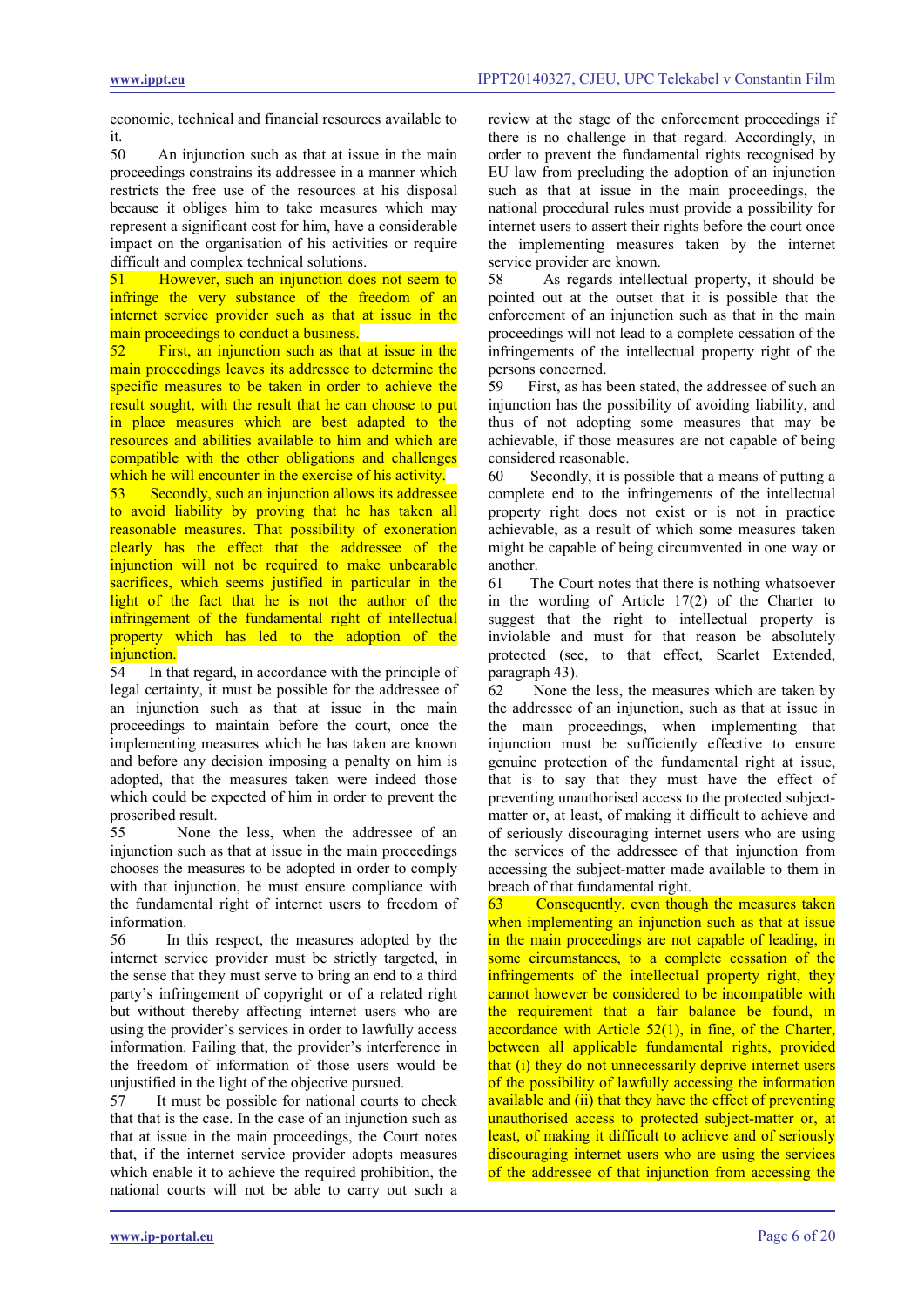economic, technical and financial resources available to it.

50 An injunction such as that at issue in the main proceedings constrains its addressee in a manner which restricts the free use of the resources at his disposal because it obliges him to take measures which may represent a significant cost for him, have a considerable impact on the organisation of his activities or require difficult and complex technical solutions.

51 However, such an injunction does not seem to infringe the very substance of the freedom of an internet service provider such as that at issue in the main proceedings to conduct a business.

52 First, an injunction such as that at issue in the main proceedings leaves its addressee to determine the specific measures to be taken in order to achieve the result sought, with the result that he can choose to put in place measures which are best adapted to the resources and abilities available to him and which are compatible with the other obligations and challenges which he will encounter in the exercise of his activity.

53 Secondly, such an injunction allows its addressee to avoid liability by proving that he has taken all reasonable measures. That possibility of exoneration clearly has the effect that the addressee of the injunction will not be required to make unbearable sacrifices, which seems justified in particular in the light of the fact that he is not the author of the infringement of the fundamental right of intellectual property which has led to the adoption of the injunction.

54 In that regard, in accordance with the principle of legal certainty, it must be possible for the addressee of an injunction such as that at issue in the main proceedings to maintain before the court, once the implementing measures which he has taken are known and before any decision imposing a penalty on him is adopted, that the measures taken were indeed those which could be expected of him in order to prevent the proscribed result.

55 None the less, when the addressee of an injunction such as that at issue in the main proceedings chooses the measures to be adopted in order to comply with that injunction, he must ensure compliance with the fundamental right of internet users to freedom of information.

56 In this respect, the measures adopted by the internet service provider must be strictly targeted, in the sense that they must serve to bring an end to a third party's infringement of copyright or of a related right but without thereby affecting internet users who are using the provider's services in order to lawfully access information. Failing that, the provider's interference in the freedom of information of those users would be unjustified in the light of the objective pursued.

57 It must be possible for national courts to check that that is the case. In the case of an injunction such as that at issue in the main proceedings, the Court notes that, if the internet service provider adopts measures which enable it to achieve the required prohibition, the national courts will not be able to carry out such a review at the stage of the enforcement proceedings if there is no challenge in that regard. Accordingly, in order to prevent the fundamental rights recognised by EU law from precluding the adoption of an injunction such as that at issue in the main proceedings, the national procedural rules must provide a possibility for internet users to assert their rights before the court once the implementing measures taken by the internet service provider are known.

58 As regards intellectual property, it should be pointed out at the outset that it is possible that the enforcement of an injunction such as that in the main proceedings will not lead to a complete cessation of the infringements of the intellectual property right of the persons concerned.

59 First, as has been stated, the addressee of such an injunction has the possibility of avoiding liability, and thus of not adopting some measures that may be achievable, if those measures are not capable of being considered reasonable.

60 Secondly, it is possible that a means of putting a complete end to the infringements of the intellectual property right does not exist or is not in practice achievable, as a result of which some measures taken might be capable of being circumvented in one way or another.

61 The Court notes that there is nothing whatsoever in the wording of Article 17(2) of the Charter to suggest that the right to intellectual property is inviolable and must for that reason be absolutely protected (see, to that effect, Scarlet Extended, paragraph 43).

62 None the less, the measures which are taken by the addressee of an injunction, such as that at issue in the main proceedings, when implementing that injunction must be sufficiently effective to ensure genuine protection of the fundamental right at issue, that is to say that they must have the effect of preventing unauthorised access to the protected subject-matter or, at least, of making it difficult to achieve and of seriously discouraging internet users who are using the services of the addressee of that injunction from accessing the subject-matter made available to them in breach of that fundamental right.

63 Consequently, even though the measures taken when implementing an injunction such as that at issue in the main proceedings are not capable of leading, in some circumstances, to a complete cessation of the infringements of the intellectual property right, they cannot however be considered to be incompatible with the requirement that a fair balance be found, in accordance with Article 52(1), in fine, of the Charter, between all applicable fundamental rights, provided that (i) they do not unnecessarily deprive internet users of the possibility of lawfully accessing the information available and (ii) that they have the effect of preventing unauthorised access to protected subject-matter or, at least, of making it difficult to achieve and of seriously discouraging internet users who are using the services of the addressee of that injunction from accessing the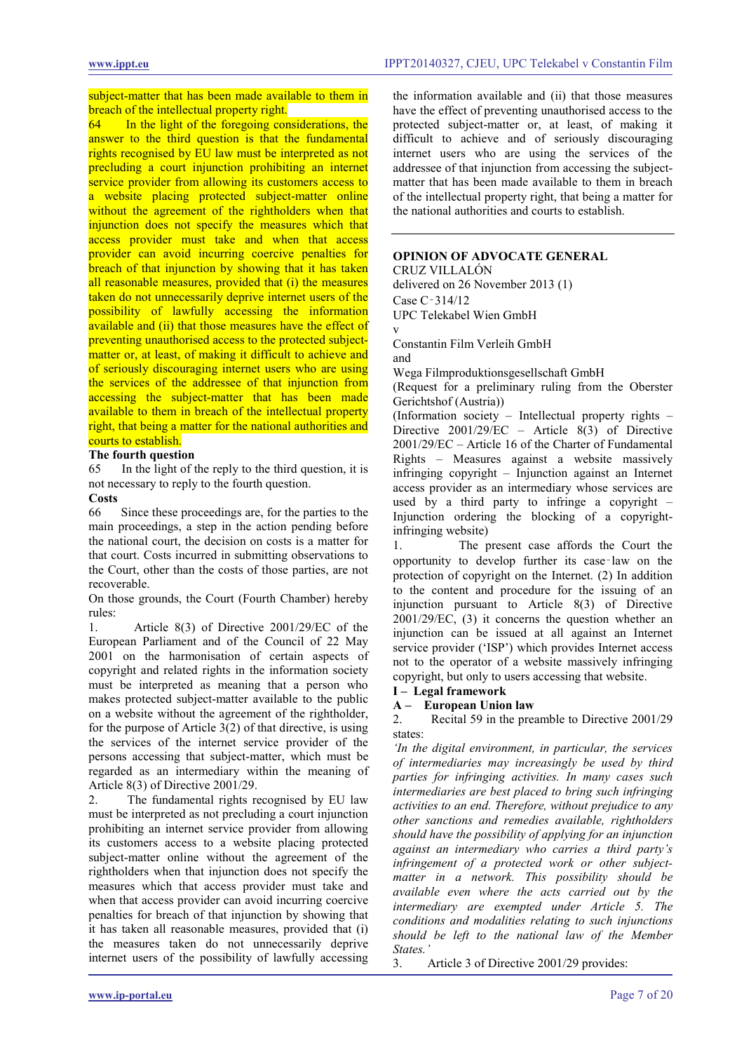subject-matter that has been made available to them in breach of the intellectual property right.

64 In the light of the foregoing considerations, the answer to the third question is that the fundamental rights recognised by EU law must be interpreted as not precluding a court injunction prohibiting an internet service provider from allowing its customers access to a website placing protected subject-matter online without the agreement of the rightholders when that injunction does not specify the measures which that access provider must take and when that access provider can avoid incurring coercive penalties for breach of that injunction by showing that it has taken all reasonable measures, provided that (i) the measures taken do not unnecessarily deprive internet users of the possibility of lawfully accessing the information available and (ii) that those measures have the effect of preventing unauthorised access to the protected subject-matter or, at least, of making it difficult to achieve and of seriously discouraging internet users who are using the services of the addressee of that injunction from accessing the subject-matter that has been made available to them in breach of the intellectual property right, that being a matter for the national authorities and courts to establish.

**The fourth question**

65 In the light of the reply to the third question, it is not necessary to reply to the fourth question.

**Costs**

66 Since these proceedings are, for the parties to the main proceedings, a step in the action pending before the national court, the decision on costs is a matter for that court. Costs incurred in submitting observations to the Court, other than the costs of those parties, are not recoverable.

On those grounds, the Court (Fourth Chamber) hereby rules:

1. Article 8(3) of Directive 2001/29/EC of the European Parliament and of the Council of 22 May 2001 on the harmonisation of certain aspects of copyright and related rights in the information society must be interpreted as meaning that a person who makes protected subject-matter available to the public on a website without the agreement of the rightholder, for the purpose of Article 3(2) of that directive, is using the services of the internet service provider of the persons accessing that subject-matter, which must be regarded as an intermediary within the meaning of Article 8(3) of Directive 2001/29.

2. The fundamental rights recognised by EU law must be interpreted as not precluding a court injunction prohibiting an internet service provider from allowing its customers access to a website placing protected subject-matter online without the agreement of the rightholders when that injunction does not specify the measures which that access provider must take and when that access provider can avoid incurring coercive penalties for breach of that injunction by showing that it has taken all reasonable measures, provided that (i) the measures taken do not unnecessarily deprive internet users of the possibility of lawfully accessing the information available and (ii) that those measures have the effect of preventing unauthorised access to the protected subject-matter or, at least, of making it difficult to achieve and of seriously discouraging internet users who are using the services of the addressee of that injunction from accessing the subject-matter that has been made available to them in breach of the intellectual property right, that being a matter for the national authorities and courts to establish.

---

**OPINION OF ADVOCATE GENERAL**

CRUZ VILLALÓN

delivered on 26 November 2013 (1)

Case C‑314/12

UPC Telekabel Wien GmbH

v

Constantin Film Verleih GmbH

and

Wega Filmproduktionsgesellschaft GmbH

(Request for a preliminary ruling from the Oberster Gerichtshof (Austria))

(Information society – Intellectual property rights – Directive 2001/29/EC – Article 8(3) of Directive 2001/29/EC – Article 16 of the Charter of Fundamental Rights – Measures against a website massively infringing copyright – Injunction against an Internet access provider as an intermediary whose services are used by a third party to infringe a copyright – Injunction ordering the blocking of a copyright-infringing website)

1. The present case affords the Court the opportunity to develop further its case‑law on the protection of copyright on the Internet. (2) In addition to the content and procedure for the issuing of an injunction pursuant to Article 8(3) of Directive 2001/29/EC, (3) it concerns the question whether an injunction can be issued at all against an Internet service provider ('ISP') which provides Internet access not to the operator of a website massively infringing copyright, but only to users accessing that website.

**I – Legal framework**

**A – European Union law**

2. Recital 59 in the preamble to Directive 2001/29 states:

*'In the digital environment, in particular, the services of intermediaries may increasingly be used by third parties for infringing activities. In many cases such intermediaries are best placed to bring such infringing activities to an end. Therefore, without prejudice to any other sanctions and remedies available, rightholders should have the possibility of applying for an injunction against an intermediary who carries a third party's infringement of a protected work or other subject-matter in a network. This possibility should be available even where the acts carried out by the intermediary are exempted under Article 5. The conditions and modalities relating to such injunctions should be left to the national law of the Member States.'*

3. Article 3 of Directive 2001/29 provides: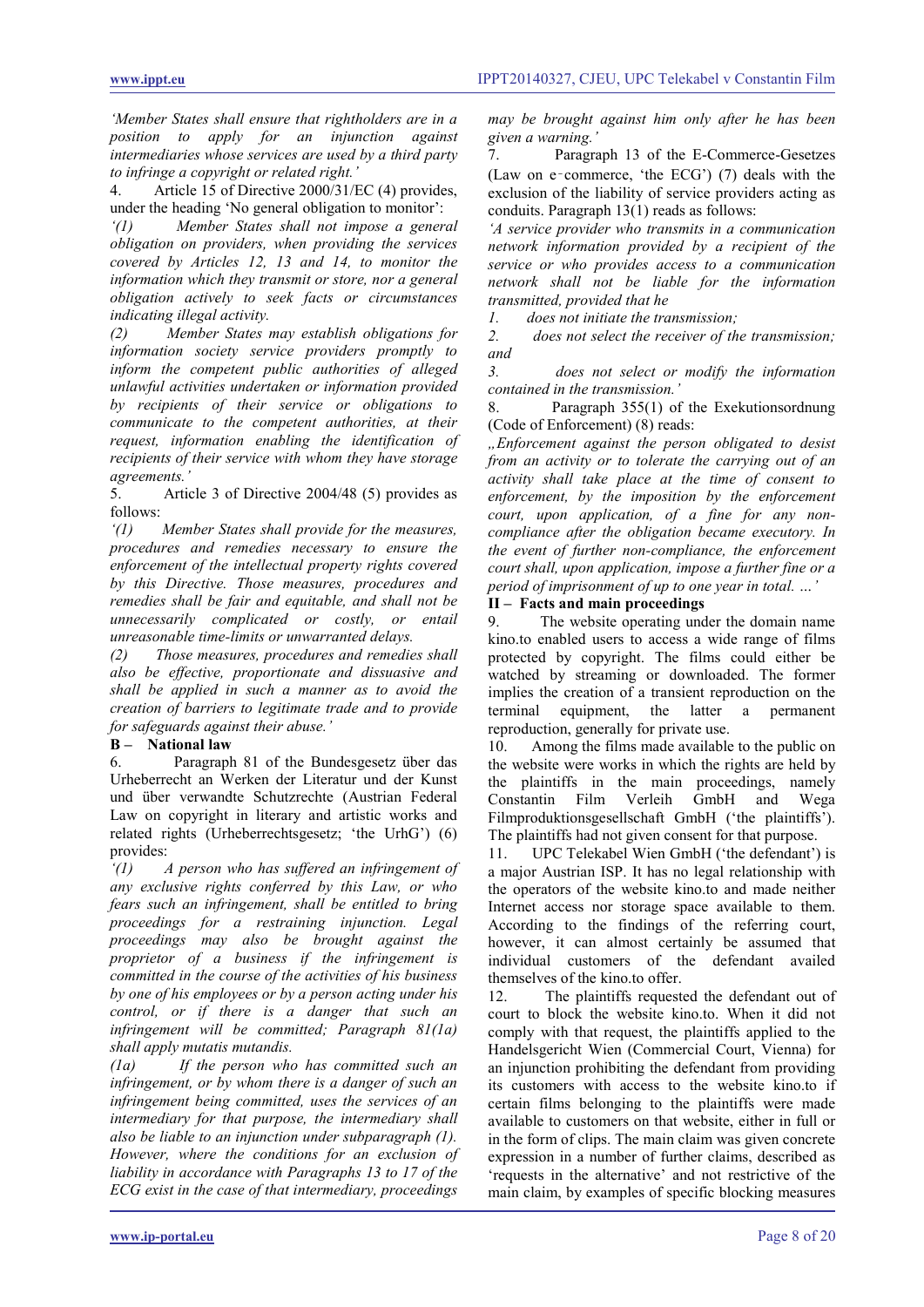*'Member States shall ensure that rightholders are in a position to apply for an injunction against intermediaries whose services are used by a third party to infringe a copyright or related right.'*

4. Article 15 of Directive 2000/31/EC (4) provides, under the heading 'No general obligation to monitor':

*'(1) Member States shall not impose a general obligation on providers, when providing the services covered by Articles 12, 13 and 14, to monitor the information which they transmit or store, nor a general obligation actively to seek facts or circumstances indicating illegal activity.*

*(2) Member States may establish obligations for information society service providers promptly to inform the competent public authorities of alleged unlawful activities undertaken or information provided by recipients of their service or obligations to communicate to the competent authorities, at their request, information enabling the identification of recipients of their service with whom they have storage agreements.'*

5. Article 3 of Directive 2004/48 (5) provides as follows:

*'(1) Member States shall provide for the measures, procedures and remedies necessary to ensure the enforcement of the intellectual property rights covered by this Directive. Those measures, procedures and remedies shall be fair and equitable, and shall not be unnecessarily complicated or costly, or entail unreasonable time-limits or unwarranted delays.*

*(2) Those measures, procedures and remedies shall also be effective, proportionate and dissuasive and shall be applied in such a manner as to avoid the creation of barriers to legitimate trade and to provide for safeguards against their abuse.'*

### B – National law

6. Paragraph 81 of the Bundesgesetz über das Urheberrecht an Werken der Literatur und der Kunst und über verwandte Schutzrechte (Austrian Federal Law on copyright in literary and artistic works and related rights (Urheberrechtsgesetz; 'the UrhG') (6) provides:

*'(1) A person who has suffered an infringement of any exclusive rights conferred by this Law, or who fears such an infringement, shall be entitled to bring proceedings for a restraining injunction. Legal proceedings may also be brought against the proprietor of a business if the infringement is committed in the course of the activities of his business by one of his employees or by a person acting under his control, or if there is a danger that such an infringement will be committed; Paragraph 81(1a) shall apply mutatis mutandis.*

*(1a) If the person who has committed such an infringement, or by whom there is a danger of such an infringement being committed, uses the services of an intermediary for that purpose, the intermediary shall also be liable to an injunction under subparagraph (1). However, where the conditions for an exclusion of liability in accordance with Paragraphs 13 to 17 of the ECG exist in the case of that intermediary, proceedings may be brought against him only after he has been given a warning.'*

7. Paragraph 13 of the E-Commerce-Gesetzes (Law on e‑commerce, 'the ECG') (7) deals with the exclusion of the liability of service providers acting as conduits. Paragraph 13(1) reads as follows:

*'A service provider who transmits in a communication network information provided by a recipient of the service or who provides access to a communication network shall not be liable for the information transmitted, provided that he*

*1. does not initiate the transmission;*

*2. does not select the receiver of the transmission; and*

*3. does not select or modify the information contained in the transmission.'*

8. Paragraph 355(1) of the Exekutionsordnung (Code of Enforcement) (8) reads:

*„Enforcement against the person obligated to desist from an activity or to tolerate the carrying out of an activity shall take place at the time of consent to enforcement, by the imposition by the enforcement court, upon application, of a fine for any non-compliance after the obligation became executory. In the event of further non-compliance, the enforcement court shall, upon application, impose a further fine or a period of imprisonment of up to one year in total. …'*

## II – Facts and main proceedings

9. The website operating under the domain name kino.to enabled users to access a wide range of films protected by copyright. The films could either be watched by streaming or downloaded. The former implies the creation of a transient reproduction on the terminal equipment, the latter a permanent reproduction, generally for private use.

10. Among the films made available to the public on the website were works in which the rights are held by the plaintiffs in the main proceedings, namely Constantin Film Verleih GmbH and Wega Filmproduktionsgesellschaft GmbH ('the plaintiffs'). The plaintiffs had not given consent for that purpose.

11. UPC Telekabel Wien GmbH ('the defendant') is a major Austrian ISP. It has no legal relationship with the operators of the website kino.to and made neither Internet access nor storage space available to them. According to the findings of the referring court, however, it can almost certainly be assumed that individual customers of the defendant availed themselves of the kino.to offer.

12. The plaintiffs requested the defendant out of court to block the website kino.to. When it did not comply with that request, the plaintiffs applied to the Handelsgericht Wien (Commercial Court, Vienna) for an injunction prohibiting the defendant from providing its customers with access to the website kino.to if certain films belonging to the plaintiffs were made available to customers on that website, either in full or in the form of clips. The main claim was given concrete expression in a number of further claims, described as 'requests in the alternative' and not restrictive of the main claim, by examples of specific blocking measures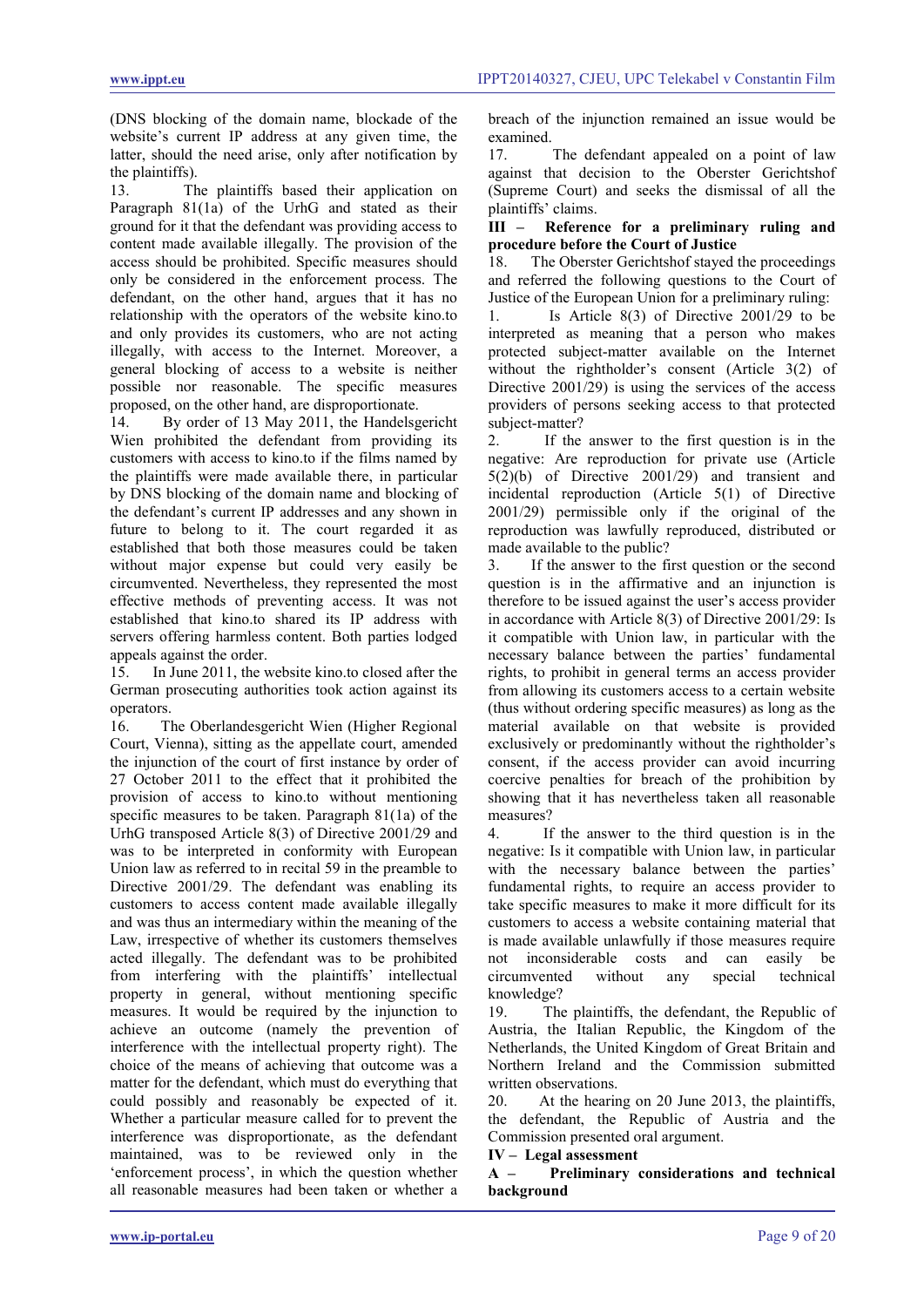(DNS blocking of the domain name, blockade of the website's current IP address at any given time, the latter, should the need arise, only after notification by the plaintiffs).

13. The plaintiffs based their application on Paragraph 81(1a) of the UrhG and stated as their ground for it that the defendant was providing access to content made available illegally. The provision of the access should be prohibited. Specific measures should only be considered in the enforcement process. The defendant, on the other hand, argues that it has no relationship with the operators of the website kino.to and only provides its customers, who are not acting illegally, with access to the Internet. Moreover, a general blocking of access to a website is neither possible nor reasonable. The specific measures proposed, on the other hand, are disproportionate.

14. By order of 13 May 2011, the Handelsgericht Wien prohibited the defendant from providing its customers with access to kino.to if the films named by the plaintiffs were made available there, in particular by DNS blocking of the domain name and blocking of the defendant's current IP addresses and any shown in future to belong to it. The court regarded it as established that both those measures could be taken without major expense but could very easily be circumvented. Nevertheless, they represented the most effective methods of preventing access. It was not established that kino.to shared its IP address with servers offering harmless content. Both parties lodged appeals against the order.

15. In June 2011, the website kino.to closed after the German prosecuting authorities took action against its operators.

16. The Oberlandesgericht Wien (Higher Regional Court, Vienna), sitting as the appellate court, amended the injunction of the court of first instance by order of 27 October 2011 to the effect that it prohibited the provision of access to kino.to without mentioning specific measures to be taken. Paragraph 81(1a) of the UrhG transposed Article 8(3) of Directive 2001/29 and was to be interpreted in conformity with European Union law as referred to in recital 59 in the preamble to Directive 2001/29. The defendant was enabling its customers to access content made available illegally and was thus an intermediary within the meaning of the Law, irrespective of whether its customers themselves acted illegally. The defendant was to be prohibited from interfering with the plaintiffs' intellectual property in general, without mentioning specific measures. It would be required by the injunction to achieve an outcome (namely the prevention of interference with the intellectual property right). The choice of the means of achieving that outcome was a matter for the defendant, which must do everything that could possibly and reasonably be expected of it. Whether a particular measure called for to prevent the interference was disproportionate, as the defendant maintained, was to be reviewed only in the 'enforcement process', in which the question whether all reasonable measures had been taken or whether a breach of the injunction remained an issue would be examined.

17. The defendant appealed on a point of law against that decision to the Oberster Gerichtshof (Supreme Court) and seeks the dismissal of all the plaintiffs' claims.

**III – Reference for a preliminary ruling and procedure before the Court of Justice**

18. The Oberster Gerichtshof stayed the proceedings and referred the following questions to the Court of Justice of the European Union for a preliminary ruling:

1. Is Article 8(3) of Directive 2001/29 to be interpreted as meaning that a person who makes protected subject-matter available on the Internet without the rightholder's consent (Article 3(2) of Directive 2001/29) is using the services of the access providers of persons seeking access to that protected subject-matter?
2. If the answer to the first question is in the negative: Are reproduction for private use (Article 5(2)(b) of Directive 2001/29) and transient and incidental reproduction (Article 5(1) of Directive 2001/29) permissible only if the original of the reproduction was lawfully reproduced, distributed or made available to the public?
3. If the answer to the first question or the second question is in the affirmative and an injunction is therefore to be issued against the user's access provider in accordance with Article 8(3) of Directive 2001/29: Is it compatible with Union law, in particular with the necessary balance between the parties' fundamental rights, to prohibit in general terms an access provider from allowing its customers access to a certain website (thus without ordering specific measures) as long as the material available on that website is provided exclusively or predominantly without the rightholder's consent, if the access provider can avoid incurring coercive penalties for breach of the prohibition by showing that it has nevertheless taken all reasonable measures?
4. If the answer to the third question is in the negative: Is it compatible with Union law, in particular with the necessary balance between the parties' fundamental rights, to require an access provider to take specific measures to make it more difficult for its customers to access a website containing material that is made available unlawfully if those measures require not inconsiderable costs and can easily be circumvented without any special technical knowledge?

19. The plaintiffs, the defendant, the Republic of Austria, the Italian Republic, the Kingdom of the Netherlands, the United Kingdom of Great Britain and Northern Ireland and the Commission submitted written observations.

20. At the hearing on 20 June 2013, the plaintiffs, the defendant, the Republic of Austria and the Commission presented oral argument.

**IV – Legal assessment**

**A – Preliminary considerations and technical background**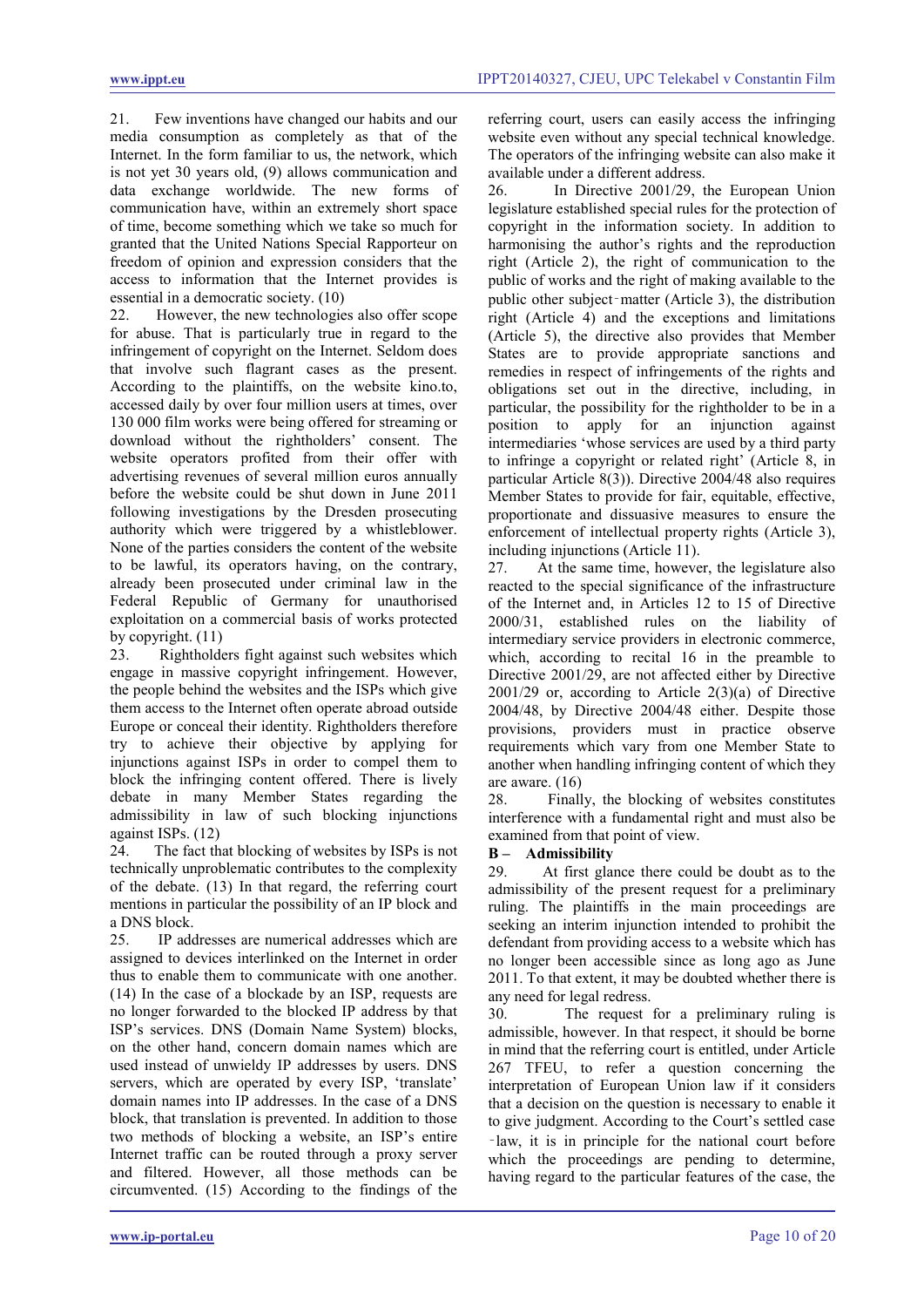21. Few inventions have changed our habits and our media consumption as completely as that of the Internet. In the form familiar to us, the network, which is not yet 30 years old, (9) allows communication and data exchange worldwide. The new forms of communication have, within an extremely short space of time, become something which we take so much for granted that the United Nations Special Rapporteur on freedom of opinion and expression considers that the access to information that the Internet provides is essential in a democratic society. (10)

22. However, the new technologies also offer scope for abuse. That is particularly true in regard to the infringement of copyright on the Internet. Seldom does that involve such flagrant cases as the present. According to the plaintiffs, on the website kino.to, accessed daily by over four million users at times, over 130 000 film works were being offered for streaming or download without the rightholders' consent. The website operators profited from their offer with advertising revenues of several million euros annually before the website could be shut down in June 2011 following investigations by the Dresden prosecuting authority which were triggered by a whistleblower. None of the parties considers the content of the website to be lawful, its operators having, on the contrary, already been prosecuted under criminal law in the Federal Republic of Germany for unauthorised exploitation on a commercial basis of works protected by copyright. (11)

23. Rightholders fight against such websites which engage in massive copyright infringement. However, the people behind the websites and the ISPs which give them access to the Internet often operate abroad outside Europe or conceal their identity. Rightholders therefore try to achieve their objective by applying for injunctions against ISPs in order to compel them to block the infringing content offered. There is lively debate in many Member States regarding the admissibility in law of such blocking injunctions against ISPs. (12)

24. The fact that blocking of websites by ISPs is not technically unproblematic contributes to the complexity of the debate. (13) In that regard, the referring court mentions in particular the possibility of an IP block and a DNS block.

25. IP addresses are numerical addresses which are assigned to devices interlinked on the Internet in order thus to enable them to communicate with one another. (14) In the case of a blockade by an ISP, requests are no longer forwarded to the blocked IP address by that ISP's services. DNS (Domain Name System) blocks, on the other hand, concern domain names which are used instead of unwieldy IP addresses by users. DNS servers, which are operated by every ISP, 'translate' domain names into IP addresses. In the case of a DNS block, that translation is prevented. In addition to those two methods of blocking a website, an ISP's entire Internet traffic can be routed through a proxy server and filtered. However, all those methods can be circumvented. (15) According to the findings of the referring court, users can easily access the infringing website even without any special technical knowledge. The operators of the infringing website can also make it available under a different address.

26. In Directive 2001/29, the European Union legislature established special rules for the protection of copyright in the information society. In addition to harmonising the author's rights and the reproduction right (Article 2), the right of communication to the public of works and the right of making available to the public other subject-matter (Article 3), the distribution right (Article 4) and the exceptions and limitations (Article 5), the directive also provides that Member States are to provide appropriate sanctions and remedies in respect of infringements of the rights and obligations set out in the directive, including, in particular, the possibility for the rightholder to be in a position to apply for an injunction against intermediaries 'whose services are used by a third party to infringe a copyright or related right' (Article 8, in particular Article 8(3)). Directive 2004/48 also requires Member States to provide for fair, equitable, effective, proportionate and dissuasive measures to ensure the enforcement of intellectual property rights (Article 3), including injunctions (Article 11).

27. At the same time, however, the legislature also reacted to the special significance of the infrastructure of the Internet and, in Articles 12 to 15 of Directive 2000/31, established rules on the liability of intermediary service providers in electronic commerce, which, according to recital 16 in the preamble to Directive 2001/29, are not affected either by Directive 2001/29 or, according to Article 2(3)(a) of Directive 2004/48, by Directive 2004/48 either. Despite those provisions, providers must in practice observe requirements which vary from one Member State to another when handling infringing content of which they are aware. (16)

28. Finally, the blocking of websites constitutes interference with a fundamental right and must also be examined from that point of view.

### B – Admissibility

29. At first glance there could be doubt as to the admissibility of the present request for a preliminary ruling. The plaintiffs in the main proceedings are seeking an interim injunction intended to prohibit the defendant from providing access to a website which has no longer been accessible since as long ago as June 2011. To that extent, it may be doubted whether there is any need for legal redress.

30. The request for a preliminary ruling is admissible, however. In that respect, it should be borne in mind that the referring court is entitled, under Article 267 TFEU, to refer a question concerning the interpretation of European Union law if it considers that a decision on the question is necessary to enable it to give judgment. According to the Court's settled case-law, it is in principle for the national court before which the proceedings are pending to determine, having regard to the particular features of the case, the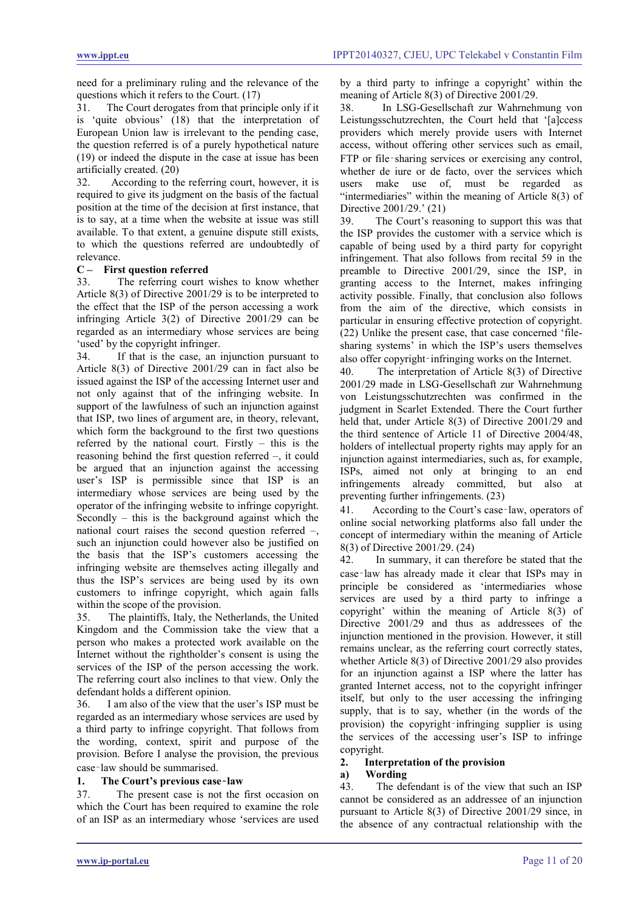need for a preliminary ruling and the relevance of the questions which it refers to the Court. (17)

31. The Court derogates from that principle only if it is 'quite obvious' (18) that the interpretation of European Union law is irrelevant to the pending case, the question referred is of a purely hypothetical nature (19) or indeed the dispute in the case at issue has been artificially created. (20)

32. According to the referring court, however, it is required to give its judgment on the basis of the factual position at the time of the decision at first instance, that is to say, at a time when the website at issue was still available. To that extent, a genuine dispute still exists, to which the questions referred are undoubtedly of relevance.

### C – First question referred

33. The referring court wishes to know whether Article 8(3) of Directive 2001/29 is to be interpreted to the effect that the ISP of the person accessing a work infringing Article 3(2) of Directive 2001/29 can be regarded as an intermediary whose services are being 'used' by the copyright infringer.

34. If that is the case, an injunction pursuant to Article 8(3) of Directive 2001/29 can in fact also be issued against the ISP of the accessing Internet user and not only against that of the infringing website. In support of the lawfulness of such an injunction against that ISP, two lines of argument are, in theory, relevant, which form the background to the first two questions referred by the national court. Firstly – this is the reasoning behind the first question referred –, it could be argued that an injunction against the accessing user's ISP is permissible since that ISP is an intermediary whose services are being used by the operator of the infringing website to infringe copyright. Secondly – this is the background against which the national court raises the second question referred –, such an injunction could however also be justified on the basis that the ISP's customers accessing the infringing website are themselves acting illegally and thus the ISP's services are being used by its own customers to infringe copyright, which again falls within the scope of the provision.

35. The plaintiffs, Italy, the Netherlands, the United Kingdom and the Commission take the view that a person who makes a protected work available on the Internet without the rightholder's consent is using the services of the ISP of the person accessing the work. The referring court also inclines to that view. Only the defendant holds a different opinion.

36. I am also of the view that the user's ISP must be regarded as an intermediary whose services are used by a third party to infringe copyright. That follows from the wording, context, spirit and purpose of the provision. Before I analyse the provision, the previous case‑law should be summarised.

#### 1. The Court's previous case‑law

37. The present case is not the first occasion on which the Court has been required to examine the role of an ISP as an intermediary whose 'services are used by a third party to infringe a copyright' within the meaning of Article 8(3) of Directive 2001/29.

38. In LSG-Gesellschaft zur Wahrnehmung von Leistungsschutzrechten, the Court held that '[a]ccess providers which merely provide users with Internet access, without offering other services such as email, FTP or file‑sharing services or exercising any control, whether de iure or de facto, over the services which users make use of, must be regarded as "intermediaries" within the meaning of Article 8(3) of Directive 2001/29.' (21)

39. The Court's reasoning to support this was that the ISP provides the customer with a service which is capable of being used by a third party for copyright infringement. That also follows from recital 59 in the preamble to Directive 2001/29, since the ISP, in granting access to the Internet, makes infringing activity possible. Finally, that conclusion also follows from the aim of the directive, which consists in particular in ensuring effective protection of copyright. (22) Unlike the present case, that case concerned 'file-sharing systems' in which the ISP's users themselves also offer copyright‑infringing works on the Internet.

40. The interpretation of Article 8(3) of Directive 2001/29 made in LSG-Gesellschaft zur Wahrnehmung von Leistungsschutzrechten was confirmed in the judgment in Scarlet Extended. There the Court further held that, under Article 8(3) of Directive 2001/29 and the third sentence of Article 11 of Directive 2004/48, holders of intellectual property rights may apply for an injunction against intermediaries, such as, for example, ISPs, aimed not only at bringing to an end infringements already committed, but also at preventing further infringements. (23)

41. According to the Court's case‑law, operators of online social networking platforms also fall under the concept of intermediary within the meaning of Article 8(3) of Directive 2001/29. (24)

42. In summary, it can therefore be stated that the case‑law has already made it clear that ISPs may in principle be considered as 'intermediaries whose services are used by a third party to infringe a copyright' within the meaning of Article 8(3) of Directive 2001/29 and thus as addressees of the injunction mentioned in the provision. However, it still remains unclear, as the referring court correctly states, whether Article 8(3) of Directive 2001/29 also provides for an injunction against a ISP where the latter has granted Internet access, not to the copyright infringer itself, but only to the user accessing the infringing supply, that is to say, whether (in the words of the provision) the copyright‑infringing supplier is using the services of the accessing user's ISP to infringe copyright.

#### 2. Interpretation of the provision

##### a) Wording

43. The defendant is of the view that such an ISP cannot be considered as an addressee of an injunction pursuant to Article 8(3) of Directive 2001/29 since, in the absence of any contractual relationship with the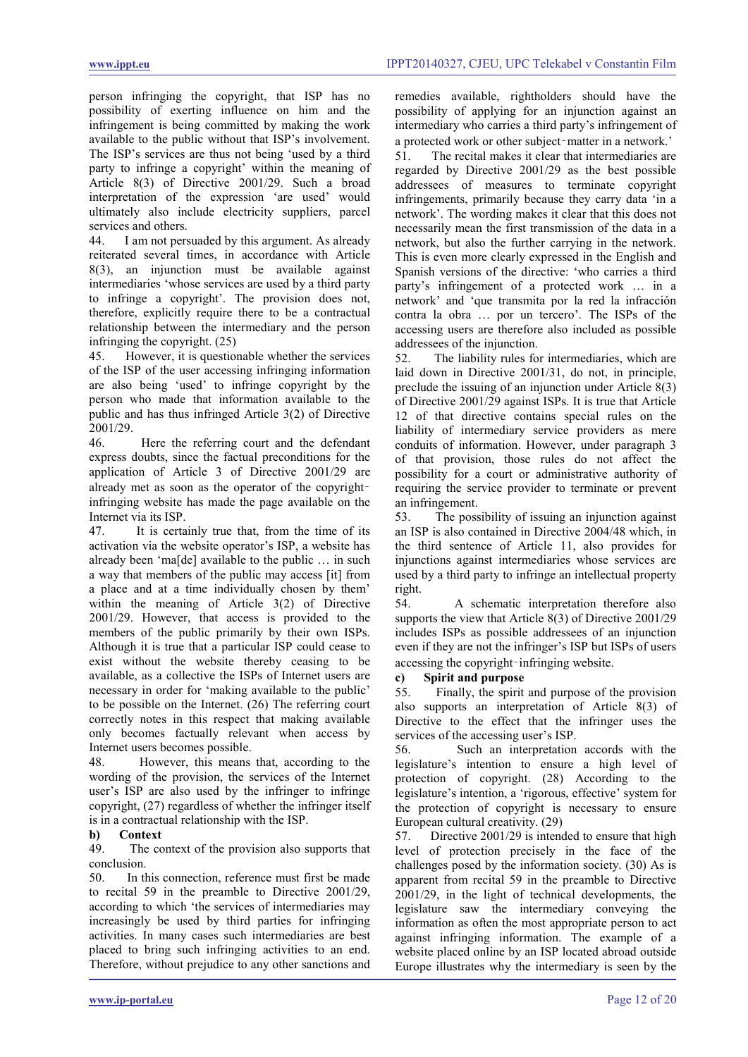person infringing the copyright, that ISP has no possibility of exerting influence on him and the infringement is being committed by making the work available to the public without that ISP's involvement. The ISP's services are thus not being 'used by a third party to infringe a copyright' within the meaning of Article 8(3) of Directive 2001/29. Such a broad interpretation of the expression 'are used' would ultimately also include electricity suppliers, parcel services and others.

44. I am not persuaded by this argument. As already reiterated several times, in accordance with Article 8(3), an injunction must be available against intermediaries 'whose services are used by a third party to infringe a copyright'. The provision does not, therefore, explicitly require there to be a contractual relationship between the intermediary and the person infringing the copyright. (25)

45. However, it is questionable whether the services of the ISP of the user accessing infringing information are also being 'used' to infringe copyright by the person who made that information available to the public and has thus infringed Article 3(2) of Directive 2001/29.

46. Here the referring court and the defendant express doubts, since the factual preconditions for the application of Article 3 of Directive 2001/29 are already met as soon as the operator of the copyright‑infringing website has made the page available on the Internet via its ISP.

47. It is certainly true that, from the time of its activation via the website operator's ISP, a website has already been 'ma[de] available to the public … in such a way that members of the public may access [it] from a place and at a time individually chosen by them' within the meaning of Article 3(2) of Directive 2001/29. However, that access is provided to the members of the public primarily by their own ISPs. Although it is true that a particular ISP could cease to exist without the website thereby ceasing to be available, as a collective the ISPs of Internet users are necessary in order for 'making available to the public' to be possible on the Internet. (26) The referring court correctly notes in this respect that making available only becomes factually relevant when access by Internet users becomes possible.

48. However, this means that, according to the wording of the provision, the services of the Internet user's ISP are also used by the infringer to infringe copyright, (27) regardless of whether the infringer itself is in a contractual relationship with the ISP.

### b) Context

49. The context of the provision also supports that conclusion.

50. In this connection, reference must first be made to recital 59 in the preamble to Directive 2001/29, according to which 'the services of intermediaries may increasingly be used by third parties for infringing activities. In many cases such intermediaries are best placed to bring such infringing activities to an end. Therefore, without prejudice to any other sanctions and remedies available, rightholders should have the possibility of applying for an injunction against an intermediary who carries a third party's infringement of a protected work or other subject‑matter in a network.'

51. The recital makes it clear that intermediaries are regarded by Directive 2001/29 as the best possible addressees of measures to terminate copyright infringements, primarily because they carry data 'in a network'. The wording makes it clear that this does not necessarily mean the first transmission of the data in a network, but also the further carrying in the network. This is even more clearly expressed in the English and Spanish versions of the directive: 'who carries a third party's infringement of a protected work … in a network' and 'que transmita por la red la infracción contra la obra … por un tercero'. The ISPs of the accessing users are therefore also included as possible addressees of the injunction.

52. The liability rules for intermediaries, which are laid down in Directive 2001/31, do not, in principle, preclude the issuing of an injunction under Article 8(3) of Directive 2001/29 against ISPs. It is true that Article 12 of that directive contains special rules on the liability of intermediary service providers as mere conduits of information. However, under paragraph 3 of that provision, those rules do not affect the possibility for a court or administrative authority of requiring the service provider to terminate or prevent an infringement.

53. The possibility of issuing an injunction against an ISP is also contained in Directive 2004/48 which, in the third sentence of Article 11, also provides for injunctions against intermediaries whose services are used by a third party to infringe an intellectual property right.

54. A schematic interpretation therefore also supports the view that Article 8(3) of Directive 2001/29 includes ISPs as possible addressees of an injunction even if they are not the infringer's ISP but ISPs of users accessing the copyright‑infringing website.

### c) Spirit and purpose

55. Finally, the spirit and purpose of the provision also supports an interpretation of Article 8(3) of Directive to the effect that the infringer uses the services of the accessing user's ISP.

56. Such an interpretation accords with the legislature's intention to ensure a high level of protection of copyright. (28) According to the legislature's intention, a 'rigorous, effective' system for the protection of copyright is necessary to ensure European cultural creativity. (29)

57. Directive 2001/29 is intended to ensure that high level of protection precisely in the face of the challenges posed by the information society. (30) As is apparent from recital 59 in the preamble to Directive 2001/29, in the light of technical developments, the legislature saw the intermediary conveying the information as often the most appropriate person to act against infringing information. The example of a website placed online by an ISP located abroad outside Europe illustrates why the intermediary is seen by the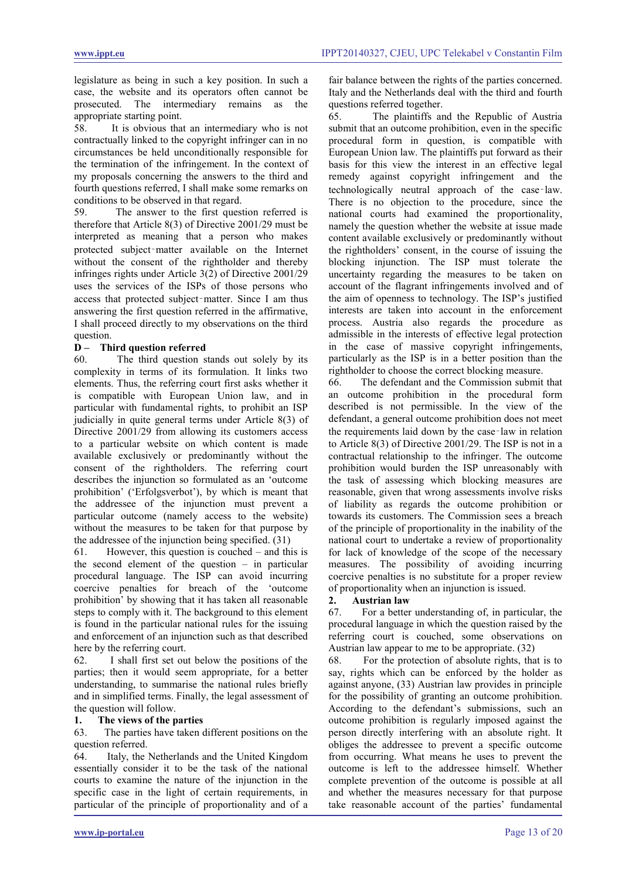legislature as being in such a key position. In such a case, the website and its operators often cannot be prosecuted. The intermediary remains as the appropriate starting point.

58. It is obvious that an intermediary who is not contractually linked to the copyright infringer can in no circumstances be held unconditionally responsible for the termination of the infringement. In the context of my proposals concerning the answers to the third and fourth questions referred, I shall make some remarks on conditions to be observed in that regard.

59. The answer to the first question referred is therefore that Article 8(3) of Directive 2001/29 must be interpreted as meaning that a person who makes protected subject‑matter available on the Internet without the consent of the rightholder and thereby infringes rights under Article 3(2) of Directive 2001/29 uses the services of the ISPs of those persons who access that protected subject‑matter. Since I am thus answering the first question referred in the affirmative, I shall proceed directly to my observations on the third question.

### D – Third question referred

60. The third question stands out solely by its complexity in terms of its formulation. It links two elements. Thus, the referring court first asks whether it is compatible with European Union law, and in particular with fundamental rights, to prohibit an ISP judicially in quite general terms under Article 8(3) of Directive 2001/29 from allowing its customers access to a particular website on which content is made available exclusively or predominantly without the consent of the rightholders. The referring court describes the injunction so formulated as an 'outcome prohibition' ('Erfolgsverbot'), by which is meant that the addressee of the injunction must prevent a particular outcome (namely access to the website) without the measures to be taken for that purpose by the addressee of the injunction being specified. (31)

61. However, this question is couched – and this is the second element of the question – in particular procedural language. The ISP can avoid incurring coercive penalties for breach of the 'outcome prohibition' by showing that it has taken all reasonable steps to comply with it. The background to this element is found in the particular national rules for the issuing and enforcement of an injunction such as that described here by the referring court.

62. I shall first set out below the positions of the parties; then it would seem appropriate, for a better understanding, to summarise the national rules briefly and in simplified terms. Finally, the legal assessment of the question will follow.

#### 1. The views of the parties

63. The parties have taken different positions on the question referred.

64. Italy, the Netherlands and the United Kingdom essentially consider it to be the task of the national courts to examine the nature of the injunction in the specific case in the light of certain requirements, in particular of the principle of proportionality and of a fair balance between the rights of the parties concerned. Italy and the Netherlands deal with the third and fourth questions referred together.

65. The plaintiffs and the Republic of Austria submit that an outcome prohibition, even in the specific procedural form in question, is compatible with European Union law. The plaintiffs put forward as their basis for this view the interest in an effective legal remedy against copyright infringement and the technologically neutral approach of the case‑law. There is no objection to the procedure, since the national courts had examined the proportionality, namely the question whether the website at issue made content available exclusively or predominantly without the rightholders' consent, in the course of issuing the blocking injunction. The ISP must tolerate the uncertainty regarding the measures to be taken on account of the flagrant infringements involved and of the aim of openness to technology. The ISP's justified interests are taken into account in the enforcement process. Austria also regards the procedure as admissible in the interests of effective legal protection in the case of massive copyright infringements, particularly as the ISP is in a better position than the rightholder to choose the correct blocking measure.

66. The defendant and the Commission submit that an outcome prohibition in the procedural form described is not permissible. In the view of the defendant, a general outcome prohibition does not meet the requirements laid down by the case‑law in relation to Article 8(3) of Directive 2001/29. The ISP is not in a contractual relationship to the infringer. The outcome prohibition would burden the ISP unreasonably with the task of assessing which blocking measures are reasonable, given that wrong assessments involve risks of liability as regards the outcome prohibition or towards its customers. The Commission sees a breach of the principle of proportionality in the inability of the national court to undertake a review of proportionality for lack of knowledge of the scope of the necessary measures. The possibility of avoiding incurring coercive penalties is no substitute for a proper review of proportionality when an injunction is issued.

#### 2. Austrian law

67. For a better understanding of, in particular, the procedural language in which the question raised by the referring court is couched, some observations on Austrian law appear to me to be appropriate. (32)

68. For the protection of absolute rights, that is to say, rights which can be enforced by the holder as against anyone, (33) Austrian law provides in principle for the possibility of granting an outcome prohibition. According to the defendant's submissions, such an outcome prohibition is regularly imposed against the person directly interfering with an absolute right. It obliges the addressee to prevent a specific outcome from occurring. What means he uses to prevent the outcome is left to the addressee himself. Whether complete prevention of the outcome is possible at all and whether the measures necessary for that purpose take reasonable account of the parties' fundamental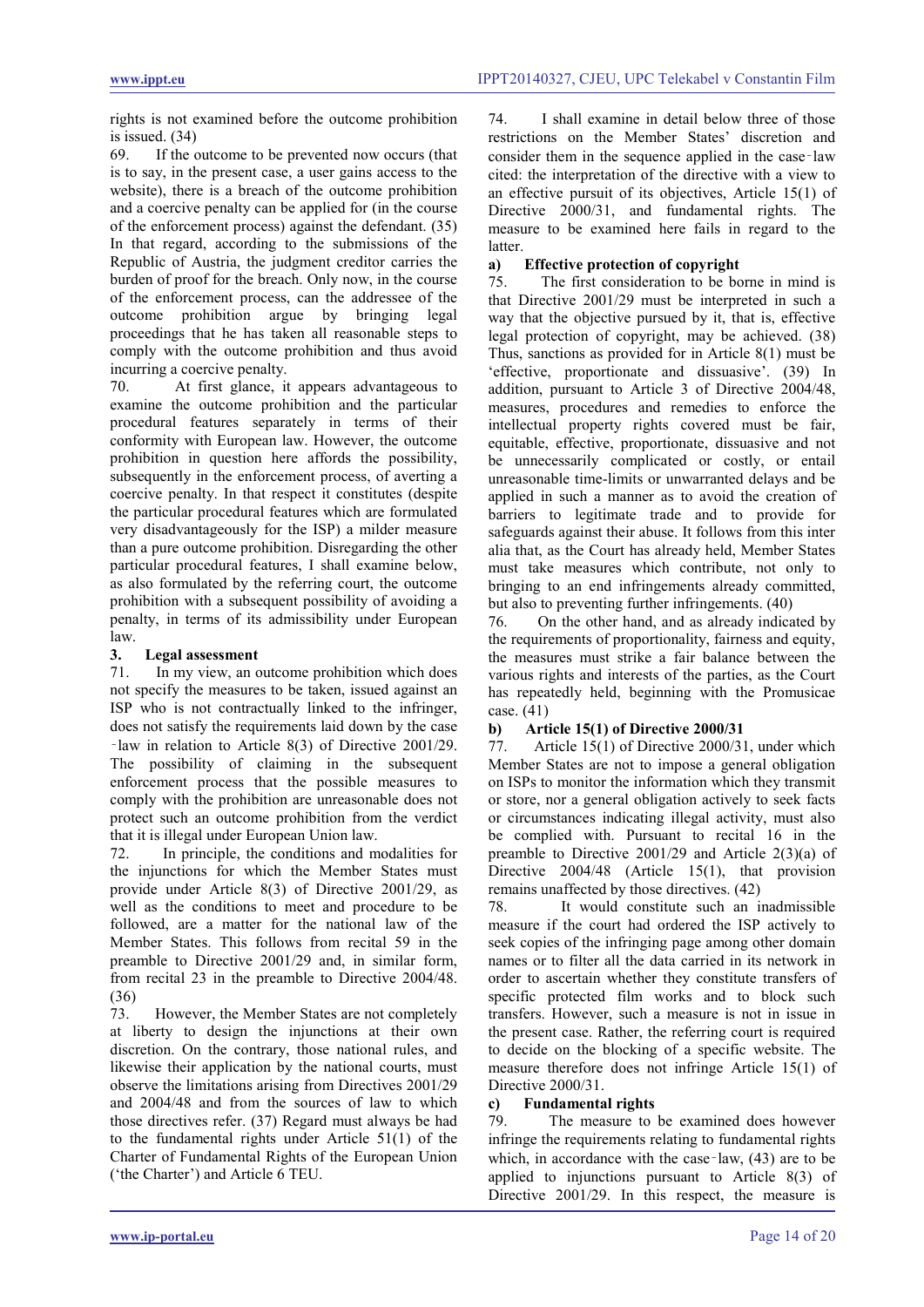rights is not examined before the outcome prohibition is issued. (34)

69. If the outcome to be prevented now occurs (that is to say, in the present case, a user gains access to the website), there is a breach of the outcome prohibition and a coercive penalty can be applied for (in the course of the enforcement process) against the defendant. (35) In that regard, according to the submissions of the Republic of Austria, the judgment creditor carries the burden of proof for the breach. Only now, in the course of the enforcement process, can the addressee of the outcome prohibition argue by bringing legal proceedings that he has taken all reasonable steps to comply with the outcome prohibition and thus avoid incurring a coercive penalty.

70. At first glance, it appears advantageous to examine the outcome prohibition and the particular procedural features separately in terms of their conformity with European law. However, the outcome prohibition in question here affords the possibility, subsequently in the enforcement process, of averting a coercive penalty. In that respect it constitutes (despite the particular procedural features which are formulated very disadvantageously for the ISP) a milder measure than a pure outcome prohibition. Disregarding the other particular procedural features, I shall examine below, as also formulated by the referring court, the outcome prohibition with a subsequent possibility of avoiding a penalty, in terms of its admissibility under European law.

### 3. Legal assessment

71. In my view, an outcome prohibition which does not specify the measures to be taken, issued against an ISP who is not contractually linked to the infringer, does not satisfy the requirements laid down by the case‑law in relation to Article 8(3) of Directive 2001/29. The possibility of claiming in the subsequent enforcement process that the possible measures to comply with the prohibition are unreasonable does not protect such an outcome prohibition from the verdict that it is illegal under European Union law.

72. In principle, the conditions and modalities for the injunctions for which the Member States must provide under Article 8(3) of Directive 2001/29, as well as the conditions to meet and procedure to be followed, are a matter for the national law of the Member States. This follows from recital 59 in the preamble to Directive 2001/29 and, in similar form, from recital 23 in the preamble to Directive 2004/48. (36)

73. However, the Member States are not completely at liberty to design the injunctions at their own discretion. On the contrary, those national rules, and likewise their application by the national courts, must observe the limitations arising from Directives 2001/29 and 2004/48 and from the sources of law to which those directives refer. (37) Regard must always be had to the fundamental rights under Article 51(1) of the Charter of Fundamental Rights of the European Union ('the Charter') and Article 6 TEU.

74. I shall examine in detail below three of those restrictions on the Member States' discretion and consider them in the sequence applied in the case‑law cited: the interpretation of the directive with a view to an effective pursuit of its objectives, Article 15(1) of Directive 2000/31, and fundamental rights. The measure to be examined here fails in regard to the latter.

#### a) Effective protection of copyright

75. The first consideration to be borne in mind is that Directive 2001/29 must be interpreted in such a way that the objective pursued by it, that is, effective legal protection of copyright, may be achieved. (38) Thus, sanctions as provided for in Article 8(1) must be 'effective, proportionate and dissuasive'. (39) In addition, pursuant to Article 3 of Directive 2004/48, measures, procedures and remedies to enforce the intellectual property rights covered must be fair, equitable, effective, proportionate, dissuasive and not be unnecessarily complicated or costly, or entail unreasonable time-limits or unwarranted delays and be applied in such a manner as to avoid the creation of barriers to legitimate trade and to provide for safeguards against their abuse. It follows from this inter alia that, as the Court has already held, Member States must take measures which contribute, not only to bringing to an end infringements already committed, but also to preventing further infringements. (40)

76. On the other hand, and as already indicated by the requirements of proportionality, fairness and equity, the measures must strike a fair balance between the various rights and interests of the parties, as the Court has repeatedly held, beginning with the Promusicae case. (41)

#### b) Article 15(1) of Directive 2000/31

77. Article 15(1) of Directive 2000/31, under which Member States are not to impose a general obligation on ISPs to monitor the information which they transmit or store, nor a general obligation actively to seek facts or circumstances indicating illegal activity, must also be complied with. Pursuant to recital 16 in the preamble to Directive 2001/29 and Article 2(3)(a) of Directive 2004/48 (Article 15(1), that provision remains unaffected by those directives. (42)

78. It would constitute such an inadmissible measure if the court had ordered the ISP actively to seek copies of the infringing page among other domain names or to filter all the data carried in its network in order to ascertain whether they constitute transfers of specific protected film works and to block such transfers. However, such a measure is not in issue in the present case. Rather, the referring court is required to decide on the blocking of a specific website. The measure therefore does not infringe Article 15(1) of Directive 2000/31.

#### c) Fundamental rights

79. The measure to be examined does however infringe the requirements relating to fundamental rights which, in accordance with the case‑law, (43) are to be applied to injunctions pursuant to Article 8(3) of Directive 2001/29. In this respect, the measure is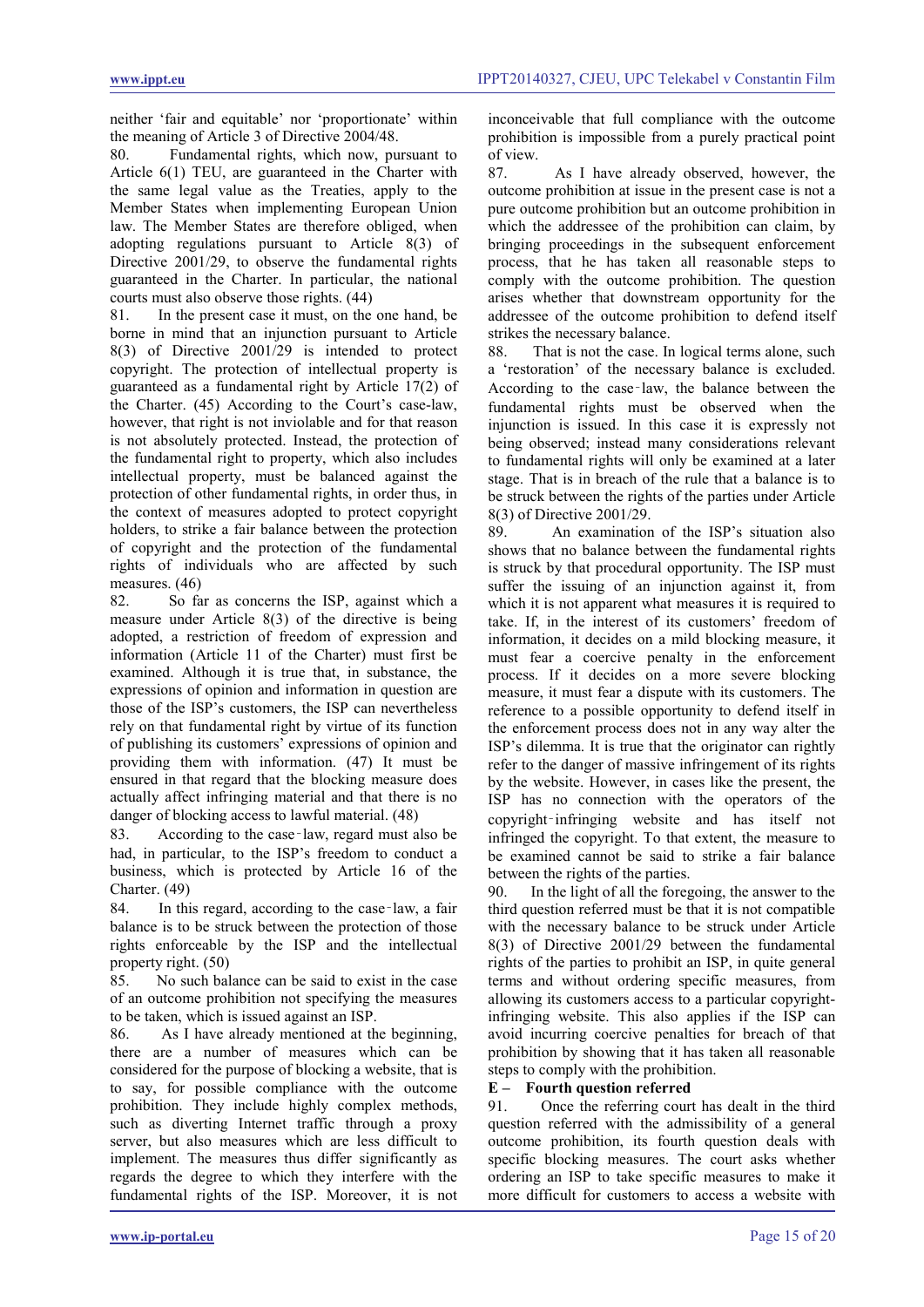neither 'fair and equitable' nor 'proportionate' within the meaning of Article 3 of Directive 2004/48.

80. Fundamental rights, which now, pursuant to Article 6(1) TEU, are guaranteed in the Charter with the same legal value as the Treaties, apply to the Member States when implementing European Union law. The Member States are therefore obliged, when adopting regulations pursuant to Article 8(3) of Directive 2001/29, to observe the fundamental rights guaranteed in the Charter. In particular, the national courts must also observe those rights. (44)

81. In the present case it must, on the one hand, be borne in mind that an injunction pursuant to Article 8(3) of Directive 2001/29 is intended to protect copyright. The protection of intellectual property is guaranteed as a fundamental right by Article 17(2) of the Charter. (45) According to the Court's case-law, however, that right is not inviolable and for that reason is not absolutely protected. Instead, the protection of the fundamental right to property, which also includes intellectual property, must be balanced against the protection of other fundamental rights, in order thus, in the context of measures adopted to protect copyright holders, to strike a fair balance between the protection of copyright and the protection of the fundamental rights of individuals who are affected by such measures. (46)

82. So far as concerns the ISP, against which a measure under Article 8(3) of the directive is being adopted, a restriction of freedom of expression and information (Article 11 of the Charter) must first be examined. Although it is true that, in substance, the expressions of opinion and information in question are those of the ISP's customers, the ISP can nevertheless rely on that fundamental right by virtue of its function of publishing its customers' expressions of opinion and providing them with information. (47) It must be ensured in that regard that the blocking measure does actually affect infringing material and that there is no danger of blocking access to lawful material. (48)

83. According to the case‑law, regard must also be had, in particular, to the ISP's freedom to conduct a business, which is protected by Article 16 of the Charter. (49)

84. In this regard, according to the case‑law, a fair balance is to be struck between the protection of those rights enforceable by the ISP and the intellectual property right. (50)

85. No such balance can be said to exist in the case of an outcome prohibition not specifying the measures to be taken, which is issued against an ISP.

86. As I have already mentioned at the beginning, there are a number of measures which can be considered for the purpose of blocking a website, that is to say, for possible compliance with the outcome prohibition. They include highly complex methods, such as diverting Internet traffic through a proxy server, but also measures which are less difficult to implement. The measures thus differ significantly as regards the degree to which they interfere with the fundamental rights of the ISP. Moreover, it is not inconceivable that full compliance with the outcome prohibition is impossible from a purely practical point of view.

87. As I have already observed, however, the outcome prohibition at issue in the present case is not a pure outcome prohibition but an outcome prohibition in which the addressee of the prohibition can claim, by bringing proceedings in the subsequent enforcement process, that he has taken all reasonable steps to comply with the outcome prohibition. The question arises whether that downstream opportunity for the addressee of the outcome prohibition to defend itself strikes the necessary balance.

88. That is not the case. In logical terms alone, such a 'restoration' of the necessary balance is excluded. According to the case‑law, the balance between the fundamental rights must be observed when the injunction is issued. In this case it is expressly not being observed; instead many considerations relevant to fundamental rights will only be examined at a later stage. That is in breach of the rule that a balance is to be struck between the rights of the parties under Article 8(3) of Directive 2001/29.

89. An examination of the ISP's situation also shows that no balance between the fundamental rights is struck by that procedural opportunity. The ISP must suffer the issuing of an injunction against it, from which it is not apparent what measures it is required to take. If, in the interest of its customers' freedom of information, it decides on a mild blocking measure, it must fear a coercive penalty in the enforcement process. If it decides on a more severe blocking measure, it must fear a dispute with its customers. The reference to a possible opportunity to defend itself in the enforcement process does not in any way alter the ISP's dilemma. It is true that the originator can rightly refer to the danger of massive infringement of its rights by the website. However, in cases like the present, the ISP has no connection with the operators of the copyright‑infringing website and has itself not infringed the copyright. To that extent, the measure to be examined cannot be said to strike a fair balance between the rights of the parties.

90. In the light of all the foregoing, the answer to the third question referred must be that it is not compatible with the necessary balance to be struck under Article 8(3) of Directive 2001/29 between the fundamental rights of the parties to prohibit an ISP, in quite general terms and without ordering specific measures, from allowing its customers access to a particular copyright-infringing website. This also applies if the ISP can avoid incurring coercive penalties for breach of that prohibition by showing that it has taken all reasonable steps to comply with the prohibition.

**E – Fourth question referred**

91. Once the referring court has dealt in the third question referred with the admissibility of a general outcome prohibition, its fourth question deals with specific blocking measures. The court asks whether ordering an ISP to take specific measures to make it more difficult for customers to access a website with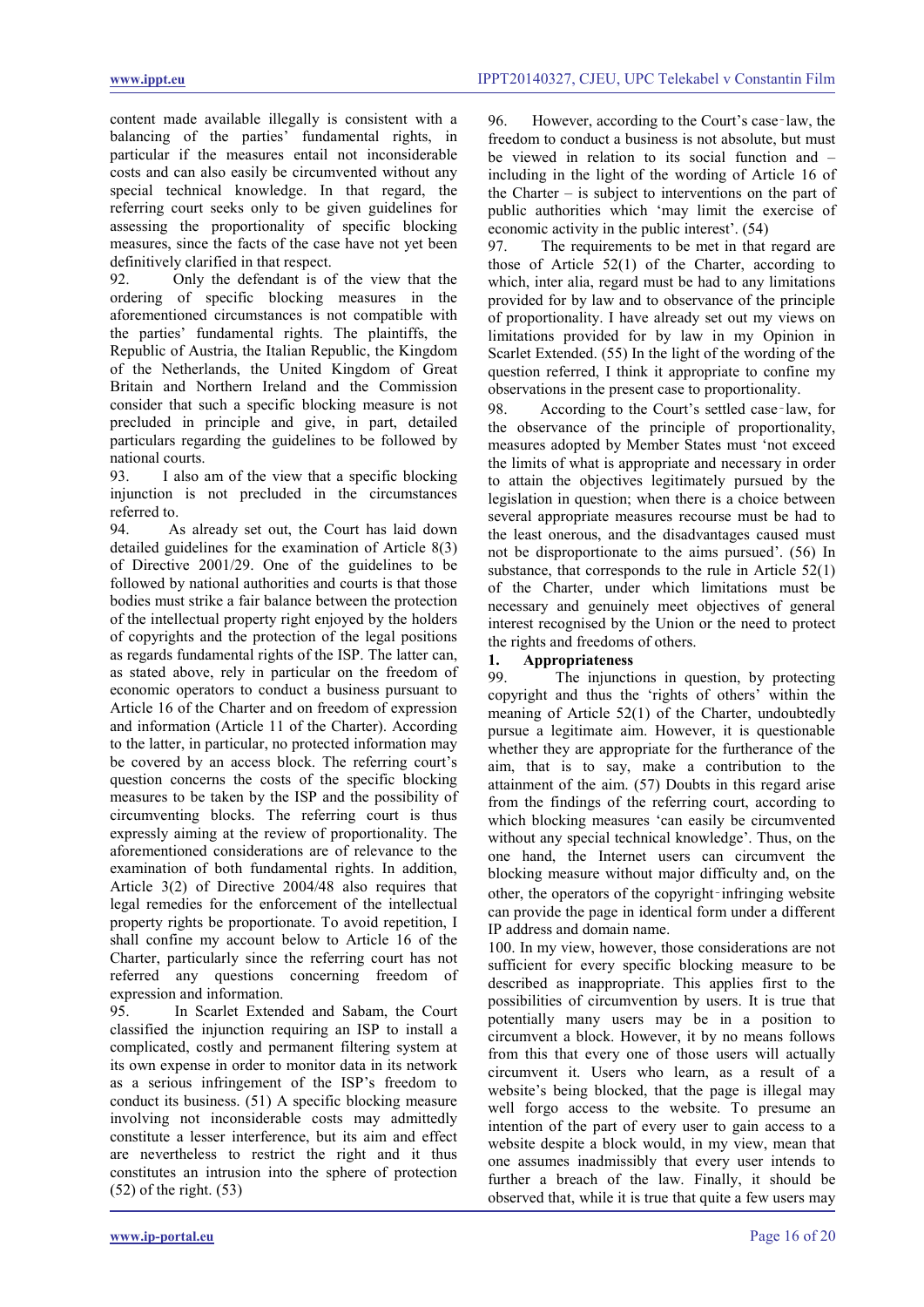content made available illegally is consistent with a balancing of the parties' fundamental rights, in particular if the measures entail not inconsiderable costs and can also easily be circumvented without any special technical knowledge. In that regard, the referring court seeks only to be given guidelines for assessing the proportionality of specific blocking measures, since the facts of the case have not yet been definitively clarified in that respect.

92. Only the defendant is of the view that the ordering of specific blocking measures in the aforementioned circumstances is not compatible with the parties' fundamental rights. The plaintiffs, the Republic of Austria, the Italian Republic, the Kingdom of the Netherlands, the United Kingdom of Great Britain and Northern Ireland and the Commission consider that such a specific blocking measure is not precluded in principle and give, in part, detailed particulars regarding the guidelines to be followed by national courts.

93. I also am of the view that a specific blocking injunction is not precluded in the circumstances referred to.

94. As already set out, the Court has laid down detailed guidelines for the examination of Article 8(3) of Directive 2001/29. One of the guidelines to be followed by national authorities and courts is that those bodies must strike a fair balance between the protection of the intellectual property right enjoyed by the holders of copyrights and the protection of the legal positions as regards fundamental rights of the ISP. The latter can, as stated above, rely in particular on the freedom of economic operators to conduct a business pursuant to Article 16 of the Charter and on freedom of expression and information (Article 11 of the Charter). According to the latter, in particular, no protected information may be covered by an access block. The referring court's question concerns the costs of the specific blocking measures to be taken by the ISP and the possibility of circumventing blocks. The referring court is thus expressly aiming at the review of proportionality. The aforementioned considerations are of relevance to the examination of both fundamental rights. In addition, Article 3(2) of Directive 2004/48 also requires that legal remedies for the enforcement of the intellectual property rights be proportionate. To avoid repetition, I shall confine my account below to Article 16 of the Charter, particularly since the referring court has not referred any questions concerning freedom of expression and information.

95. In Scarlet Extended and Sabam, the Court classified the injunction requiring an ISP to install a complicated, costly and permanent filtering system at its own expense in order to monitor data in its network as a serious infringement of the ISP's freedom to conduct its business. (51) A specific blocking measure involving not inconsiderable costs may admittedly constitute a lesser interference, but its aim and effect are nevertheless to restrict the right and it thus constitutes an intrusion into the sphere of protection (52) of the right. (53)

96. However, according to the Court's case‑law, the freedom to conduct a business is not absolute, but must be viewed in relation to its social function and – including in the light of the wording of Article 16 of the Charter – is subject to interventions on the part of public authorities which 'may limit the exercise of economic activity in the public interest'. (54)

97. The requirements to be met in that regard are those of Article 52(1) of the Charter, according to which, inter alia, regard must be had to any limitations provided for by law and to observance of the principle of proportionality. I have already set out my views on limitations provided for by law in my Opinion in Scarlet Extended. (55) In the light of the wording of the question referred, I think it appropriate to confine my observations in the present case to proportionality.

98. According to the Court's settled case‑law, for the observance of the principle of proportionality, measures adopted by Member States must 'not exceed the limits of what is appropriate and necessary in order to attain the objectives legitimately pursued by the legislation in question; when there is a choice between several appropriate measures recourse must be had to the least onerous, and the disadvantages caused must not be disproportionate to the aims pursued'. (56) In substance, that corresponds to the rule in Article 52(1) of the Charter, under which limitations must be necessary and genuinely meet objectives of general interest recognised by the Union or the need to protect the rights and freedoms of others.

### 1. Appropriateness

99. The injunctions in question, by protecting copyright and thus the 'rights of others' within the meaning of Article 52(1) of the Charter, undoubtedly pursue a legitimate aim. However, it is questionable whether they are appropriate for the furtherance of the aim, that is to say, make a contribution to the attainment of the aim. (57) Doubts in this regard arise from the findings of the referring court, according to which blocking measures 'can easily be circumvented without any special technical knowledge'. Thus, on the one hand, the Internet users can circumvent the blocking measure without major difficulty and, on the other, the operators of the copyright‑infringing website can provide the page in identical form under a different IP address and domain name.

100. In my view, however, those considerations are not sufficient for every specific blocking measure to be described as inappropriate. This applies first to the possibilities of circumvention by users. It is true that potentially many users may be in a position to circumvent a block. However, it by no means follows from this that every one of those users will actually circumvent it. Users who learn, as a result of a website's being blocked, that the page is illegal may well forgo access to the website. To presume an intention of the part of every user to gain access to a website despite a block would, in my view, mean that one assumes inadmissibly that every user intends to further a breach of the law. Finally, it should be observed that, while it is true that quite a few users may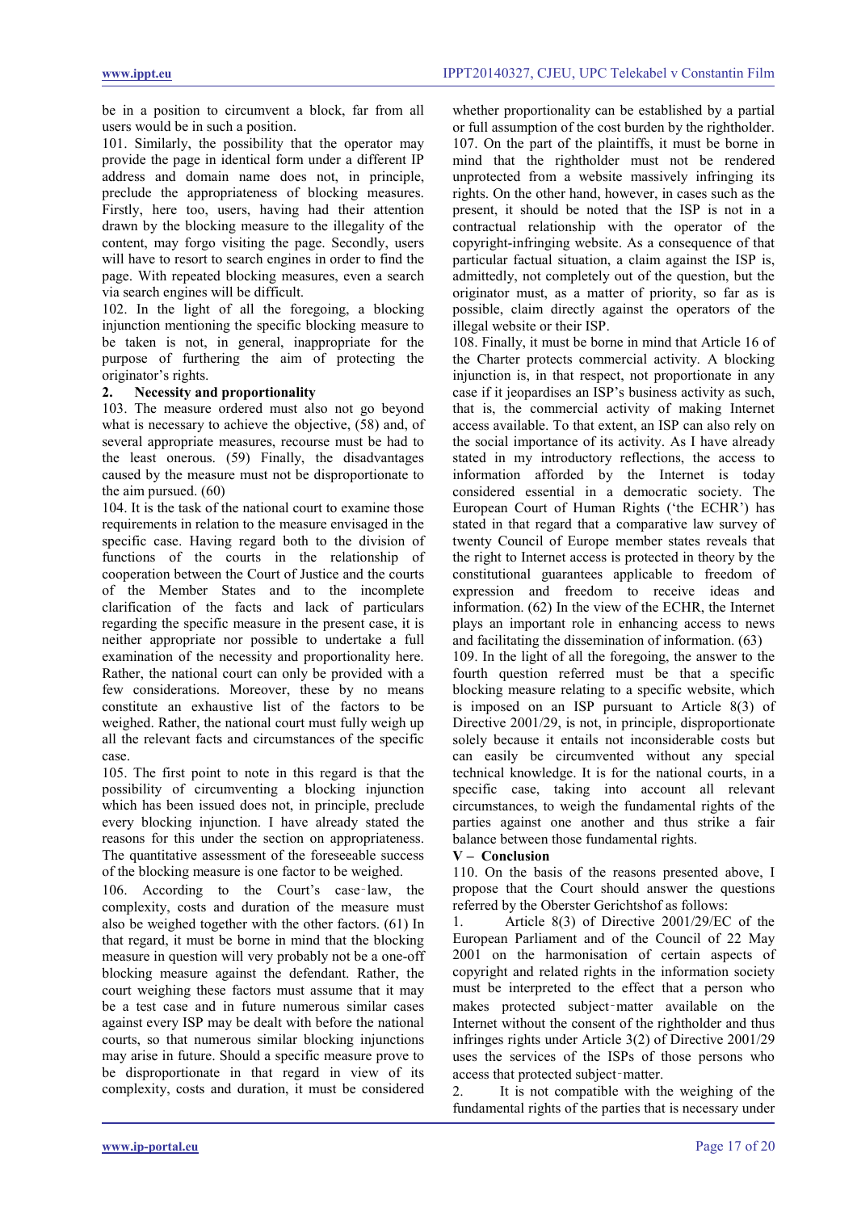be in a position to circumvent a block, far from all users would be in such a position.

101. Similarly, the possibility that the operator may provide the page in identical form under a different IP address and domain name does not, in principle, preclude the appropriateness of blocking measures. Firstly, here too, users, having had their attention drawn by the blocking measure to the illegality of the content, may forgo visiting the page. Secondly, users will have to resort to search engines in order to find the page. With repeated blocking measures, even a search via search engines will be difficult.

102. In the light of all the foregoing, a blocking injunction mentioning the specific blocking measure to be taken is not, in general, inappropriate for the purpose of furthering the aim of protecting the originator's rights.

**2. Necessity and proportionality**

103. The measure ordered must also not go beyond what is necessary to achieve the objective, (58) and, of several appropriate measures, recourse must be had to the least onerous. (59) Finally, the disadvantages caused by the measure must not be disproportionate to the aim pursued. (60)

104. It is the task of the national court to examine those requirements in relation to the measure envisaged in the specific case. Having regard both to the division of functions of the courts in the relationship of cooperation between the Court of Justice and the courts of the Member States and to the incomplete clarification of the facts and lack of particulars regarding the specific measure in the present case, it is neither appropriate nor possible to undertake a full examination of the necessity and proportionality here. Rather, the national court can only be provided with a few considerations. Moreover, these by no means constitute an exhaustive list of the factors to be weighed. Rather, the national court must fully weigh up all the relevant facts and circumstances of the specific case.

105. The first point to note in this regard is that the possibility of circumventing a blocking injunction which has been issued does not, in principle, preclude every blocking injunction. I have already stated the reasons for this under the section on appropriateness. The quantitative assessment of the foreseeable success of the blocking measure is one factor to be weighed.

106. According to the Court's case‑law, the complexity, costs and duration of the measure must also be weighed together with the other factors. (61) In that regard, it must be borne in mind that the blocking measure in question will very probably not be a one-off blocking measure against the defendant. Rather, the court weighing these factors must assume that it may be a test case and in future numerous similar cases against every ISP may be dealt with before the national courts, so that numerous similar blocking injunctions may arise in future. Should a specific measure prove to be disproportionate in that regard in view of its complexity, costs and duration, it must be considered whether proportionality can be established by a partial or full assumption of the cost burden by the rightholder.

107. On the part of the plaintiffs, it must be borne in mind that the rightholder must not be rendered unprotected from a website massively infringing its rights. On the other hand, however, in cases such as the present, it should be noted that the ISP is not in a contractual relationship with the operator of the copyright-infringing website. As a consequence of that particular factual situation, a claim against the ISP is, admittedly, not completely out of the question, but the originator must, as a matter of priority, so far as is possible, claim directly against the operators of the illegal website or their ISP.

108. Finally, it must be borne in mind that Article 16 of the Charter protects commercial activity. A blocking injunction is, in that respect, not proportionate in any case if it jeopardises an ISP's business activity as such, that is, the commercial activity of making Internet access available. To that extent, an ISP can also rely on the social importance of its activity. As I have already stated in my introductory reflections, the access to information afforded by the Internet is today considered essential in a democratic society. The European Court of Human Rights ('the ECHR') has stated in that regard that a comparative law survey of twenty Council of Europe member states reveals that the right to Internet access is protected in theory by the constitutional guarantees applicable to freedom of expression and freedom to receive ideas and information. (62) In the view of the ECHR, the Internet plays an important role in enhancing access to news and facilitating the dissemination of information. (63)

109. In the light of all the foregoing, the answer to the fourth question referred must be that a specific blocking measure relating to a specific website, which is imposed on an ISP pursuant to Article 8(3) of Directive 2001/29, is not, in principle, disproportionate solely because it entails not inconsiderable costs but can easily be circumvented without any special technical knowledge. It is for the national courts, in a specific case, taking into account all relevant circumstances, to weigh the fundamental rights of the parties against one another and thus strike a fair balance between those fundamental rights.

**V – Conclusion**

110. On the basis of the reasons presented above, I propose that the Court should answer the questions referred by the Oberster Gerichtshof as follows:

1. Article 8(3) of Directive 2001/29/EC of the European Parliament and of the Council of 22 May 2001 on the harmonisation of certain aspects of copyright and related rights in the information society must be interpreted to the effect that a person who makes protected subject‑matter available on the Internet without the consent of the rightholder and thus infringes rights under Article 3(2) of Directive 2001/29 uses the services of the ISPs of those persons who access that protected subject‑matter.

2. It is not compatible with the weighing of the fundamental rights of the parties that is necessary under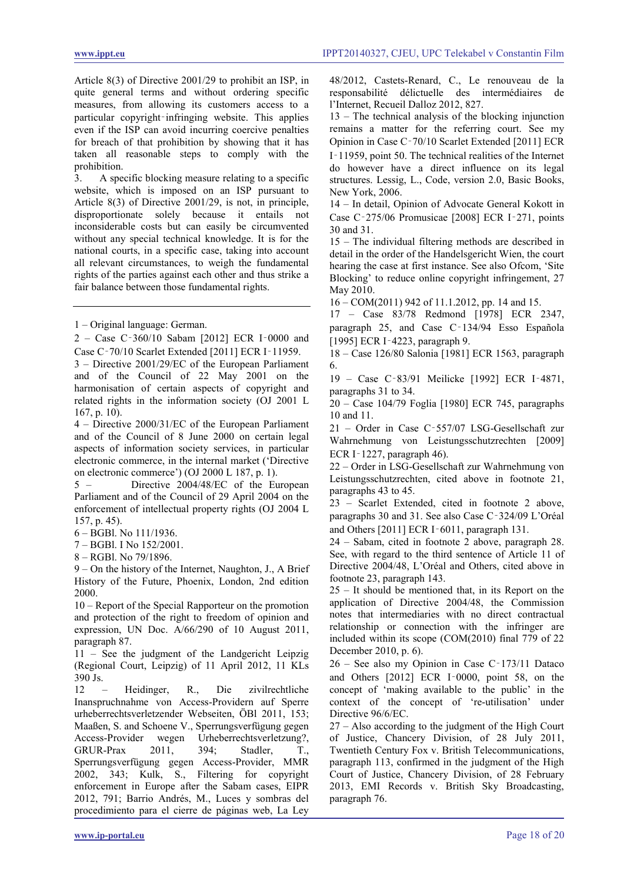Article 8(3) of Directive 2001/29 to prohibit an ISP, in quite general terms and without ordering specific measures, from allowing its customers access to a particular copyright‑infringing website. This applies even if the ISP can avoid incurring coercive penalties for breach of that prohibition by showing that it has taken all reasonable steps to comply with the prohibition.

3. A specific blocking measure relating to a specific website, which is imposed on an ISP pursuant to Article 8(3) of Directive 2001/29, is not, in principle, disproportionate solely because it entails not inconsiderable costs but can easily be circumvented without any special technical knowledge. It is for the national courts, in a specific case, taking into account all relevant circumstances, to weigh the fundamental rights of the parties against each other and thus strike a fair balance between those fundamental rights.

---

1 – Original language: German.

2 – Case C‑360/10 Sabam [2012] ECR I‑0000 and Case C‑70/10 Scarlet Extended [2011] ECR I‑11959.

3 – Directive 2001/29/EC of the European Parliament and of the Council of 22 May 2001 on the harmonisation of certain aspects of copyright and related rights in the information society (OJ 2001 L 167, p. 10).

4 – Directive 2000/31/EC of the European Parliament and of the Council of 8 June 2000 on certain legal aspects of information society services, in particular electronic commerce, in the internal market ('Directive on electronic commerce') (OJ 2000 L 187, p. 1).

5 – Directive 2004/48/EC of the European Parliament and of the Council of 29 April 2004 on the enforcement of intellectual property rights (OJ 2004 L 157, p. 45).

6 – BGBl. No 111/1936.

7 – BGBl. I No 152/2001.

8 – RGBl. No 79/1896.

9 – On the history of the Internet, Naughton, J., A Brief History of the Future, Phoenix, London, 2nd edition 2000.

10 – Report of the Special Rapporteur on the promotion and protection of the right to freedom of opinion and expression, UN Doc. A/66/290 of 10 August 2011, paragraph 87.

11 – See the judgment of the Landgericht Leipzig (Regional Court, Leipzig) of 11 April 2012, 11 KLs 390 Js.

12 – Heidinger, R., Die zivilrechtliche Inanspruchnahme von Access-Providern auf Sperre urheberrechtsverletzender Webseiten, ÖBl 2011, 153; Maaßen, S. and Schoene V., Sperrungsverfügung gegen Access-Provider wegen Urheberrechtsverletzung?, GRUR-Prax 2011, 394; Stadler, T., Sperrungsverfügung gegen Access-Provider, MMR 2002, 343; Kulk, S., Filtering for copyright enforcement in Europe after the Sabam cases, EIPR 2012, 791; Barrio Andrés, M., Luces y sombras del procedimiento para el cierre de páginas web, La Ley 48/2012, Castets-Renard, C., Le renouveau de la responsabilité délictuelle des intermédiaires de l'Internet, Recueil Dalloz 2012, 827.

13 – The technical analysis of the blocking injunction remains a matter for the referring court. See my Opinion in Case C‑70/10 Scarlet Extended [2011] ECR I‑11959, point 50. The technical realities of the Internet do however have a direct influence on its legal structures. Lessig, L., Code, version 2.0, Basic Books, New York, 2006.

14 – In detail, Opinion of Advocate General Kokott in Case C‑275/06 Promusicae [2008] ECR I‑271, points 30 and 31.

15 – The individual filtering methods are described in detail in the order of the Handelsgericht Wien, the court hearing the case at first instance. See also Ofcom, 'Site Blocking' to reduce online copyright infringement, 27 May 2010.

16 – COM(2011) 942 of 11.1.2012, pp. 14 and 15.

17 – Case 83/78 Redmond [1978] ECR 2347, paragraph 25, and Case C‑134/94 Esso Española [1995] ECR I‑4223, paragraph 9.

18 – Case 126/80 Salonia [1981] ECR 1563, paragraph 6.

19 – Case C‑83/91 Meilicke [1992] ECR I‑4871, paragraphs 31 to 34.

20 – Case 104/79 Foglia [1980] ECR 745, paragraphs 10 and 11.

21 – Order in Case C‑557/07 LSG-Gesellschaft zur Wahrnehmung von Leistungsschutzrechten [2009] ECR I‑1227, paragraph 46).

22 – Order in LSG-Gesellschaft zur Wahrnehmung von Leistungsschutzrechten, cited above in footnote 21, paragraphs 43 to 45.

23 – Scarlet Extended, cited in footnote 2 above, paragraphs 30 and 31. See also Case C‑324/09 L'Oréal and Others [2011] ECR I‑6011, paragraph 131.

24 – Sabam, cited in footnote 2 above, paragraph 28. See, with regard to the third sentence of Article 11 of Directive 2004/48, L'Oréal and Others, cited above in footnote 23, paragraph 143.

25 – It should be mentioned that, in its Report on the application of Directive 2004/48, the Commission notes that intermediaries with no direct contractual relationship or connection with the infringer are included within its scope (COM(2010) final 779 of 22 December 2010, p. 6).

26 – See also my Opinion in Case C‑173/11 Dataco and Others [2012] ECR I‑0000, point 58, on the concept of 'making available to the public' in the context of the concept of 're-utilisation' under Directive 96/6/EC.

27 – Also according to the judgment of the High Court of Justice, Chancery Division, of 28 July 2011, Twentieth Century Fox v. British Telecommunications, paragraph 113, confirmed in the judgment of the High Court of Justice, Chancery Division, of 28 February 2013, EMI Records v. British Sky Broadcasting, paragraph 76.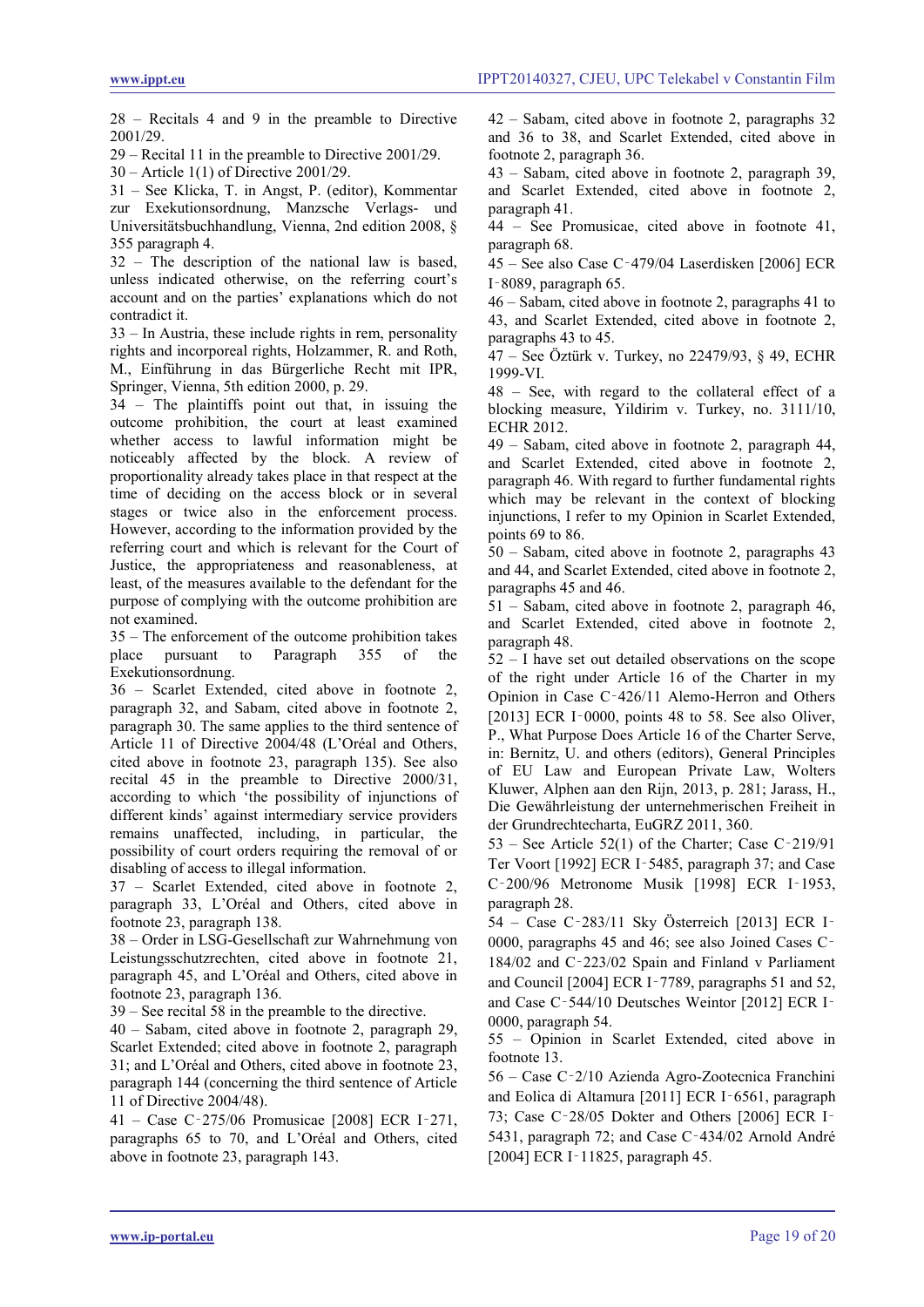28 – Recitals 4 and 9 in the preamble to Directive 2001/29.

29 – Recital 11 in the preamble to Directive 2001/29.

30 – Article 1(1) of Directive 2001/29.

31 – See Klicka, T. in Angst, P. (editor), Kommentar zur Exekutionsordnung, Manzsche Verlags- und Universitätsbuchhandlung, Vienna, 2nd edition 2008, § 355 paragraph 4.

32 – The description of the national law is based, unless indicated otherwise, on the referring court's account and on the parties' explanations which do not contradict it.

33 – In Austria, these include rights in rem, personality rights and incorporeal rights, Holzammer, R. and Roth, M., Einführung in das Bürgerliche Recht mit IPR, Springer, Vienna, 5th edition 2000, p. 29.

34 – The plaintiffs point out that, in issuing the outcome prohibition, the court at least examined whether access to lawful information might be noticeably affected by the block. A review of proportionality already takes place in that respect at the time of deciding on the access block or in several stages or twice also in the enforcement process. However, according to the information provided by the referring court and which is relevant for the Court of Justice, the appropriateness and reasonableness, at least, of the measures available to the defendant for the purpose of complying with the outcome prohibition are not examined.

35 – The enforcement of the outcome prohibition takes place pursuant to Paragraph 355 of the Exekutionsordnung.

36 – Scarlet Extended, cited above in footnote 2, paragraph 32, and Sabam, cited above in footnote 2, paragraph 30. The same applies to the third sentence of Article 11 of Directive 2004/48 (L'Oréal and Others, cited above in footnote 23, paragraph 135). See also recital 45 in the preamble to Directive 2000/31, according to which 'the possibility of injunctions of different kinds' against intermediary service providers remains unaffected, including, in particular, the possibility of court orders requiring the removal of or disabling of access to illegal information.

37 – Scarlet Extended, cited above in footnote 2, paragraph 33, L'Oréal and Others, cited above in footnote 23, paragraph 138.

38 – Order in LSG-Gesellschaft zur Wahrnehmung von Leistungsschutzrechten, cited above in footnote 21, paragraph 45, and L'Oréal and Others, cited above in footnote 23, paragraph 136.

39 – See recital 58 in the preamble to the directive.

40 – Sabam, cited above in footnote 2, paragraph 29, Scarlet Extended; cited above in footnote 2, paragraph 31; and L'Oréal and Others, cited above in footnote 23, paragraph 144 (concerning the third sentence of Article 11 of Directive 2004/48).

41 – Case C‑275/06 Promusicae [2008] ECR I‑271, paragraphs 65 to 70, and L'Oréal and Others, cited above in footnote 23, paragraph 143.

42 – Sabam, cited above in footnote 2, paragraphs 32 and 36 to 38, and Scarlet Extended, cited above in footnote 2, paragraph 36.

43 – Sabam, cited above in footnote 2, paragraph 39, and Scarlet Extended, cited above in footnote 2, paragraph 41.

44 – See Promusicae, cited above in footnote 41, paragraph 68.

45 – See also Case C‑479/04 Laserdisken [2006] ECR I‑8089, paragraph 65.

46 – Sabam, cited above in footnote 2, paragraphs 41 to 43, and Scarlet Extended, cited above in footnote 2, paragraphs 43 to 45.

47 – See Öztürk v. Turkey, no 22479/93, § 49, ECHR 1999-VI.

48 – See, with regard to the collateral effect of a blocking measure, Yildirim v. Turkey, no. 3111/10, ECHR 2012.

49 – Sabam, cited above in footnote 2, paragraph 44, and Scarlet Extended, cited above in footnote 2, paragraph 46. With regard to further fundamental rights which may be relevant in the context of blocking injunctions, I refer to my Opinion in Scarlet Extended, points 69 to 86.

50 – Sabam, cited above in footnote 2, paragraphs 43 and 44, and Scarlet Extended, cited above in footnote 2, paragraphs 45 and 46.

51 – Sabam, cited above in footnote 2, paragraph 46, and Scarlet Extended, cited above in footnote 2, paragraph 48.

52 – I have set out detailed observations on the scope of the right under Article 16 of the Charter in my Opinion in Case C‑426/11 Alemo-Herron and Others [2013] ECR I‑0000, points 48 to 58. See also Oliver, P., What Purpose Does Article 16 of the Charter Serve, in: Bernitz, U. and others (editors), General Principles of EU Law and European Private Law, Wolters Kluwer, Alphen aan den Rijn, 2013, p. 281; Jarass, H., Die Gewährleistung der unternehmerischen Freiheit in der Grundrechtecharta, EuGRZ 2011, 360.

53 – See Article 52(1) of the Charter; Case C‑219/91 Ter Voort [1992] ECR I‑5485, paragraph 37; and Case C‑200/96 Metronome Musik [1998] ECR I‑1953, paragraph 28.

54 – Case C‑283/11 Sky Österreich [2013] ECR I‑0000, paragraphs 45 and 46; see also Joined Cases C‑184/02 and C‑223/02 Spain and Finland v Parliament and Council [2004] ECR I‑7789, paragraphs 51 and 52, and Case C‑544/10 Deutsches Weintor [2012] ECR I‑0000, paragraph 54.

55 – Opinion in Scarlet Extended, cited above in footnote 13.

56 – Case C‑2/10 Azienda Agro-Zootecnica Franchini and Eolica di Altamura [2011] ECR I‑6561, paragraph 73; Case C‑28/05 Dokter and Others [2006] ECR I‑5431, paragraph 72; and Case C‑434/02 Arnold André [2004] ECR I‑11825, paragraph 45.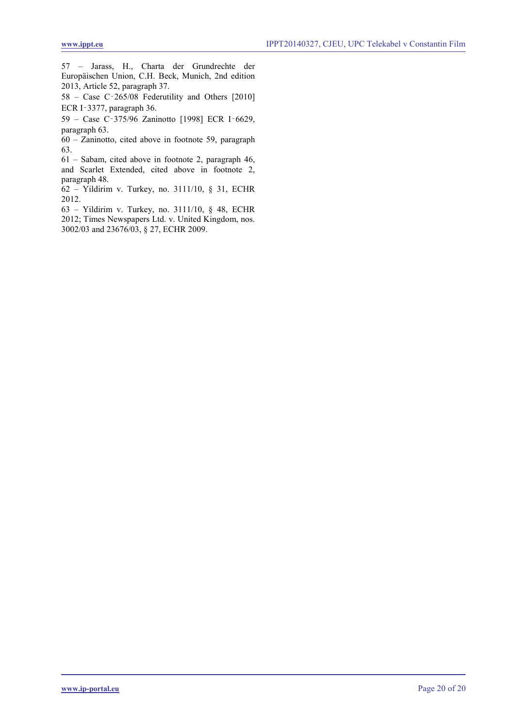57 – Jarass, H., Charta der Grundrechte der Europäischen Union, C.H. Beck, Munich, 2nd edition 2013, Article 52, paragraph 37.

58 – Case C‑265/08 Federutility and Others [2010] ECR I‑3377, paragraph 36.

59 – Case C‑375/96 Zaninotto [1998] ECR I‑6629, paragraph 63.

60 – Zaninotto, cited above in footnote 59, paragraph 63.

61 – Sabam, cited above in footnote 2, paragraph 46, and Scarlet Extended, cited above in footnote 2, paragraph 48.

62 – Yildirim v. Turkey, no. 3111/10, § 31, ECHR 2012.

63 – Yildirim v. Turkey, no. 3111/10, § 48, ECHR 2012; Times Newspapers Ltd. v. United Kingdom, nos. 3002/03 and 23676/03, § 27, ECHR 2009.